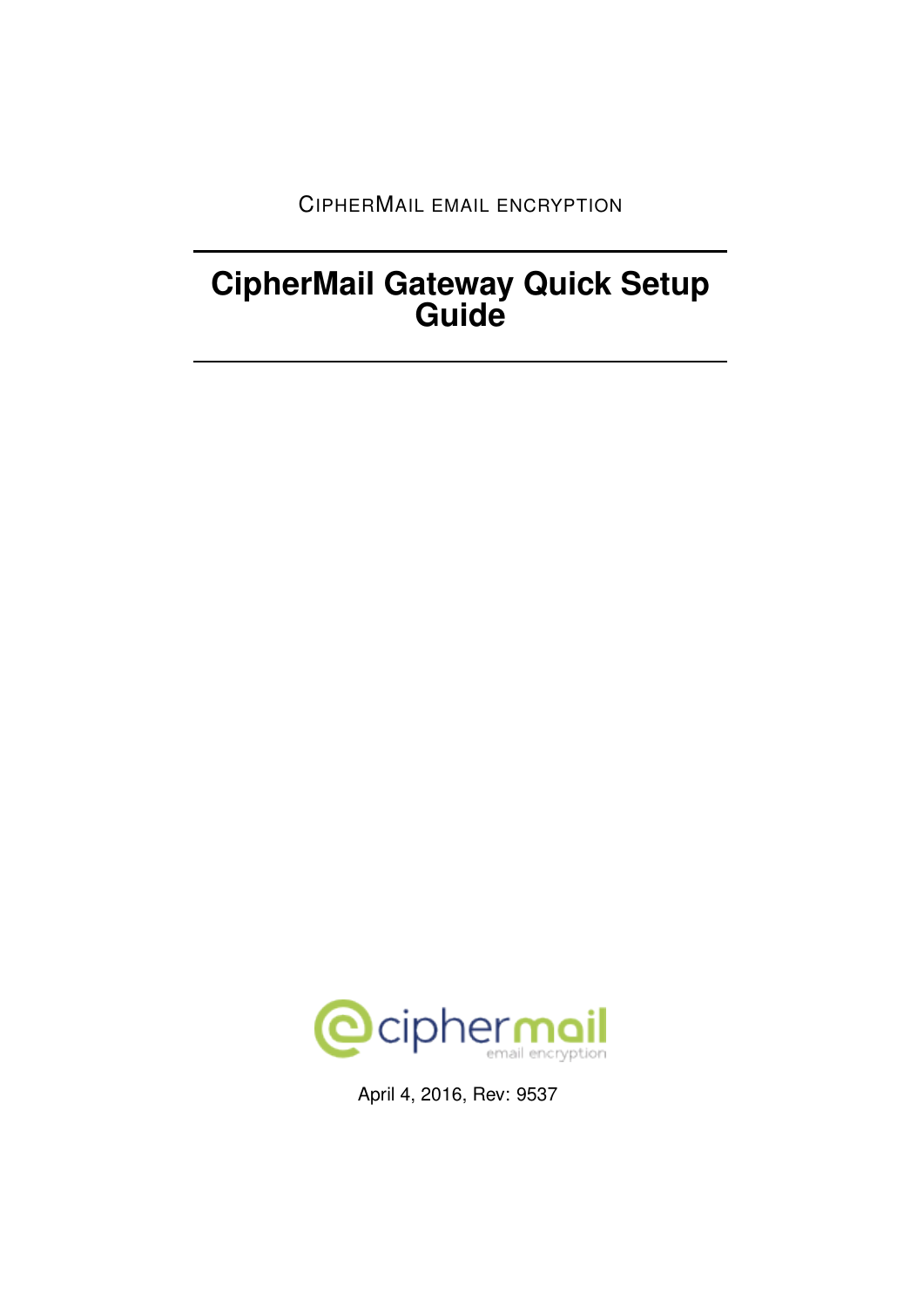CIPHERMAIL EMAIL ENCRYPTION

# CipherMail Gateway Quick Setup Guide

April 4, 2016, Rev: 9537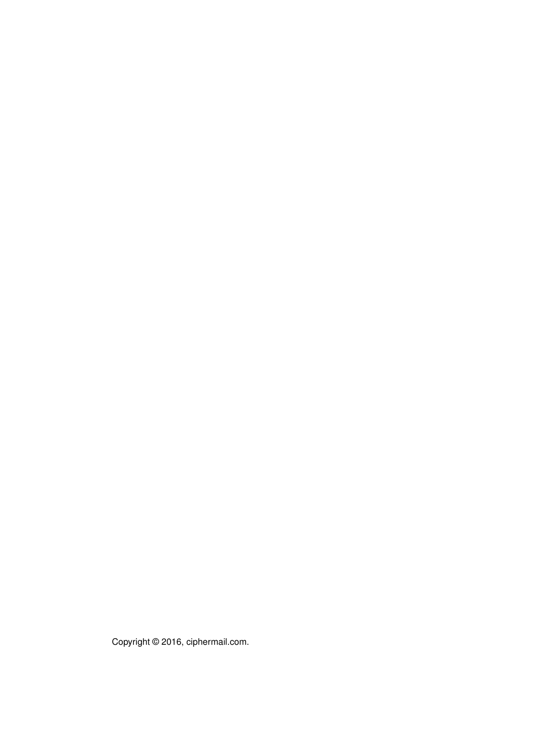Copyright © 2016, ciphermail.com.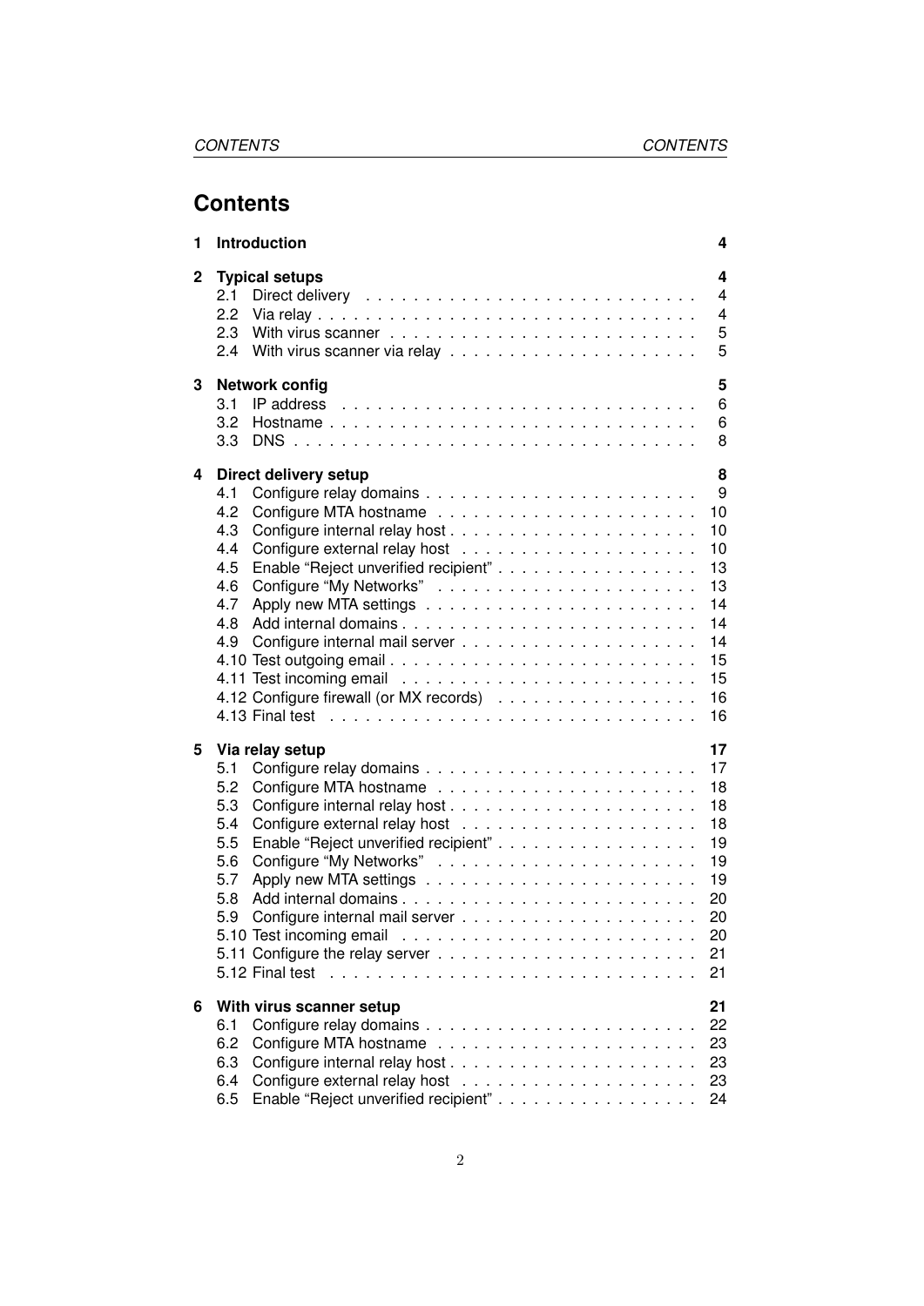# Contents

**1 Introduction** **4**

**2 Typical setups** **4**

- 2.1 Direct delivery . . . . . . . . . . . . . . . . . . . . . . . . . . . . 4
- 2.2 Via relay . . . . . . . . . . . . . . . . . . . . . . . . . . . . . . . 4
- 2.3 With virus scanner . . . . . . . . . . . . . . . . . . . . . . . . . . 5
- 2.4 With virus scanner via relay . . . . . . . . . . . . . . . . . . . . . 5

**3 Network config** **5**

- 3.1 IP address . . . . . . . . . . . . . . . . . . . . . . . . . . . . . . 6
- 3.2 Hostname . . . . . . . . . . . . . . . . . . . . . . . . . . . . . . 6
- 3.3 DNS . . . . . . . . . . . . . . . . . . . . . . . . . . . . . . . . . 8

**4 Direct delivery setup** **8**

- 4.1 Configure relay domains . . . . . . . . . . . . . . . . . . . . . . 9
- 4.2 Configure MTA hostname . . . . . . . . . . . . . . . . . . . . . . 10
- 4.3 Configure internal relay host . . . . . . . . . . . . . . . . . . . . 10
- 4.4 Configure external relay host . . . . . . . . . . . . . . . . . . . . 10
- 4.5 Enable "Reject unverified recipient" . . . . . . . . . . . . . . . . 13
- 4.6 Configure "My Networks" . . . . . . . . . . . . . . . . . . . . . . 13
- 4.7 Apply new MTA settings . . . . . . . . . . . . . . . . . . . . . . 14
- 4.8 Add internal domains . . . . . . . . . . . . . . . . . . . . . . . . 14
- 4.9 Configure internal mail server . . . . . . . . . . . . . . . . . . . 14
- 4.10 Test outgoing email . . . . . . . . . . . . . . . . . . . . . . . . . 15
- 4.11 Test incoming email . . . . . . . . . . . . . . . . . . . . . . . . 15
- 4.12 Configure firewall (or MX records) . . . . . . . . . . . . . . . . 16
- 4.13 Final test . . . . . . . . . . . . . . . . . . . . . . . . . . . . . . 16

**5 Via relay setup** **17**

- 5.1 Configure relay domains . . . . . . . . . . . . . . . . . . . . . . 17
- 5.2 Configure MTA hostname . . . . . . . . . . . . . . . . . . . . . . 18
- 5.3 Configure internal relay host . . . . . . . . . . . . . . . . . . . . 18
- 5.4 Configure external relay host . . . . . . . . . . . . . . . . . . . . 18
- 5.5 Enable "Reject unverified recipient" . . . . . . . . . . . . . . . . 19
- 5.6 Configure "My Networks" . . . . . . . . . . . . . . . . . . . . . . 19
- 5.7 Apply new MTA settings . . . . . . . . . . . . . . . . . . . . . . 19
- 5.8 Add internal domains . . . . . . . . . . . . . . . . . . . . . . . . 20
- 5.9 Configure internal mail server . . . . . . . . . . . . . . . . . . . 20
- 5.10 Test incoming email . . . . . . . . . . . . . . . . . . . . . . . . 20
- 5.11 Configure the relay server . . . . . . . . . . . . . . . . . . . . . 21
- 5.12 Final test . . . . . . . . . . . . . . . . . . . . . . . . . . . . . . 21

**6 With virus scanner setup** **21**

- 6.1 Configure relay domains . . . . . . . . . . . . . . . . . . . . . . 22
- 6.2 Configure MTA hostname . . . . . . . . . . . . . . . . . . . . . . 23
- 6.3 Configure internal relay host . . . . . . . . . . . . . . . . . . . . 23
- 6.4 Configure external relay host . . . . . . . . . . . . . . . . . . . . 23
- 6.5 Enable "Reject unverified recipient" . . . . . . . . . . . . . . . . 24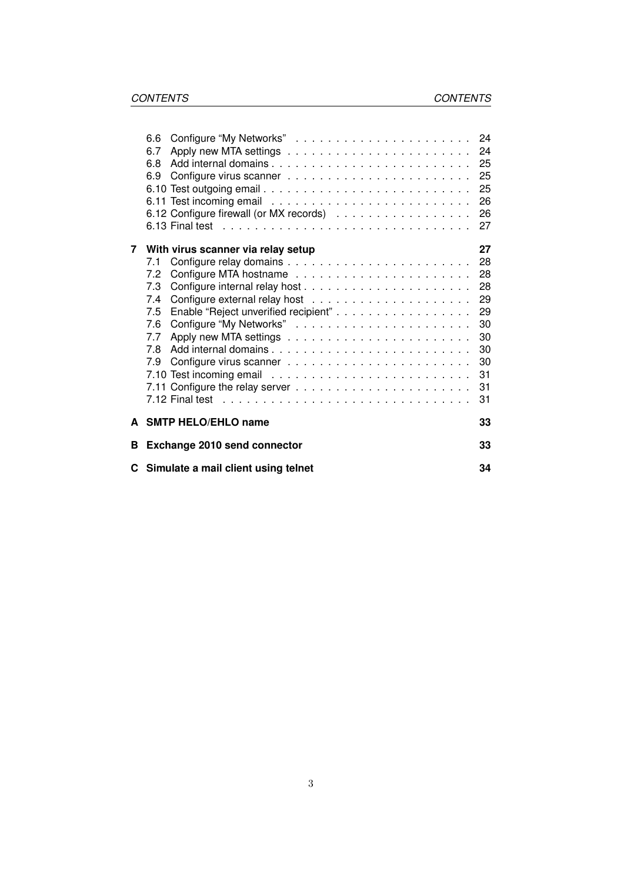- 6.6 Configure "My Networks" . . . . . . . . . . . . . . . . . . . . . . 24
- 6.7 Apply new MTA settings . . . . . . . . . . . . . . . . . . . . . . . 24
- 6.8 Add internal domains . . . . . . . . . . . . . . . . . . . . . . . . 25
- 6.9 Configure virus scanner . . . . . . . . . . . . . . . . . . . . . . . 25
- 6.10 Test outgoing email . . . . . . . . . . . . . . . . . . . . . . . . . 25
- 6.11 Test incoming email . . . . . . . . . . . . . . . . . . . . . . . . . 26
- 6.12 Configure firewall (or MX records) . . . . . . . . . . . . . . . . . 26
- 6.13 Final test . . . . . . . . . . . . . . . . . . . . . . . . . . . . . . 27

**7 With virus scanner via relay setup** **27**

- 7.1 Configure relay domains . . . . . . . . . . . . . . . . . . . . . . . 28
- 7.2 Configure MTA hostname . . . . . . . . . . . . . . . . . . . . . . . 28
- 7.3 Configure internal relay host . . . . . . . . . . . . . . . . . . . . 28
- 7.4 Configure external relay host . . . . . . . . . . . . . . . . . . . . 29
- 7.5 Enable "Reject unverified recipient" . . . . . . . . . . . . . . . . . 29
- 7.6 Configure "My Networks" . . . . . . . . . . . . . . . . . . . . . . 30
- 7.7 Apply new MTA settings . . . . . . . . . . . . . . . . . . . . . . . 30
- 7.8 Add internal domains . . . . . . . . . . . . . . . . . . . . . . . . 30
- 7.9 Configure virus scanner . . . . . . . . . . . . . . . . . . . . . . . 30
- 7.10 Test incoming email . . . . . . . . . . . . . . . . . . . . . . . . . 31
- 7.11 Configure the relay server . . . . . . . . . . . . . . . . . . . . . . 31
- 7.12 Final test . . . . . . . . . . . . . . . . . . . . . . . . . . . . . . 31

**A SMTP HELO/EHLO name** **33**

**B Exchange 2010 send connector** **33**

**C Simulate a mail client using telnet** **34**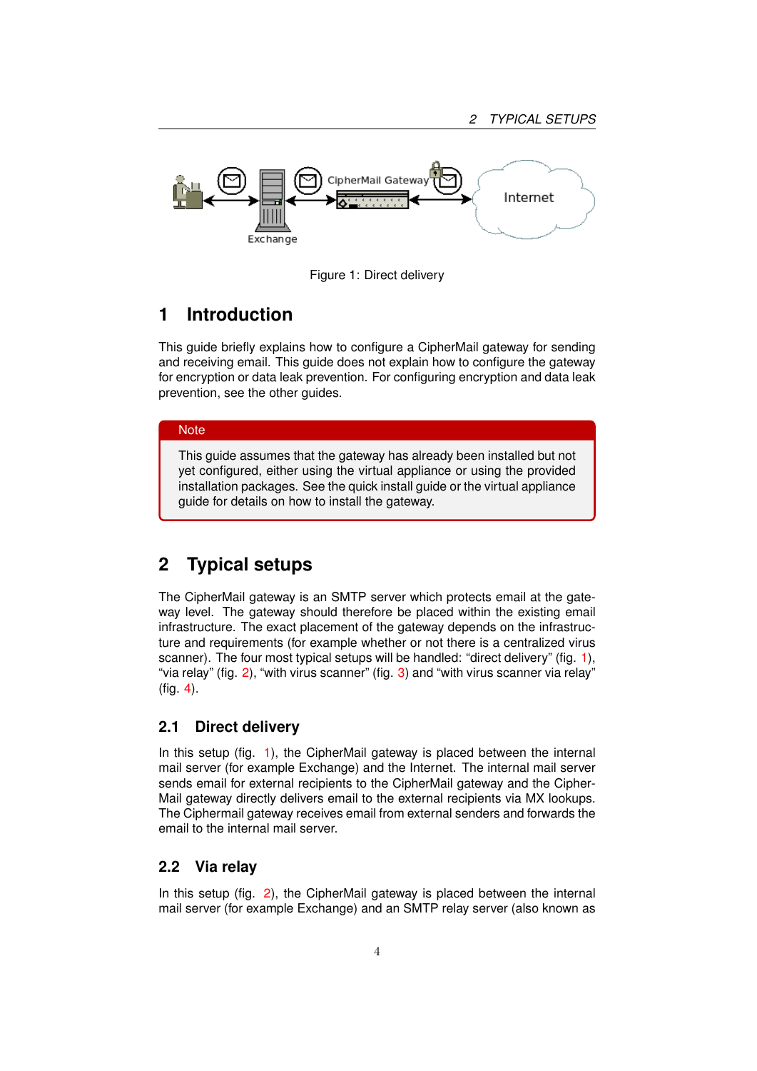Figure 1: Direct delivery

# 1 Introduction

This guide briefly explains how to configure a CipherMail gateway for sending and receiving email. This guide does not explain how to configure the gateway for encryption or data leak prevention. For configuring encryption and data leak prevention, see the other guides.

> **Note**
>
> This guide assumes that the gateway has already been installed but not yet configured, either using the virtual appliance or using the provided installation packages. See the quick install guide or the virtual appliance guide for details on how to install the gateway.

# 2 Typical setups

The CipherMail gateway is an SMTP server which protects email at the gateway level. The gateway should therefore be placed within the existing email infrastructure. The exact placement of the gateway depends on the infrastructure and requirements (for example whether or not there is a centralized virus scanner). The four most typical setups will be handled: "direct delivery" (fig. 1), "via relay" (fig. 2), "with virus scanner" (fig. 3) and "with virus scanner via relay" (fig. 4).

## 2.1 Direct delivery

In this setup (fig. 1), the CipherMail gateway is placed between the internal mail server (for example Exchange) and the Internet. The internal mail server sends email for external recipients to the CipherMail gateway and the CipherMail gateway directly delivers email to the external recipients via MX lookups. The Ciphermail gateway receives email from external senders and forwards the email to the internal mail server.

## 2.2 Via relay

In this setup (fig. 2), the CipherMail gateway is placed between the internal mail server (for example Exchange) and an SMTP relay server (also known as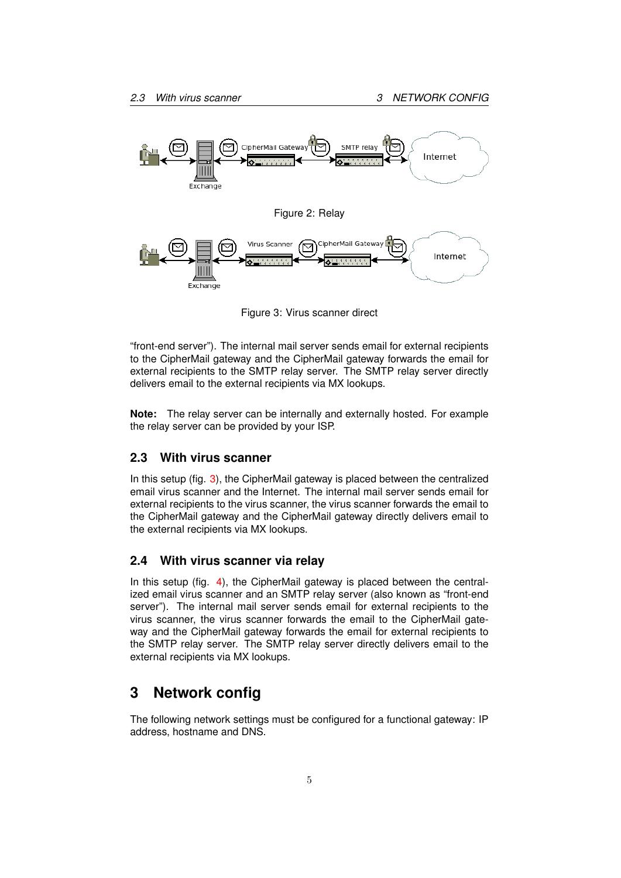Figure 2: Relay

Figure 3: Virus scanner direct

“front-end server”). The internal mail server sends email for external recipients to the CipherMail gateway and the CipherMail gateway forwards the email for external recipients to the SMTP relay server. The SMTP relay server directly delivers email to the external recipients via MX lookups.

**Note:** The relay server can be internally and externally hosted. For example the relay server can be provided by your ISP.

## 2.3 With virus scanner

In this setup (fig. 3), the CipherMail gateway is placed between the centralized email virus scanner and the Internet. The internal mail server sends email for external recipients to the virus scanner, the virus scanner forwards the email to the CipherMail gateway and the CipherMail gateway directly delivers email to the external recipients via MX lookups.

## 2.4 With virus scanner via relay

In this setup (fig. 4), the CipherMail gateway is placed between the centralized email virus scanner and an SMTP relay server (also known as “front-end server”). The internal mail server sends email for external recipients to the virus scanner, the virus scanner forwards the email to the CipherMail gateway and the CipherMail gateway forwards the email for external recipients to the SMTP relay server. The SMTP relay server directly delivers email to the external recipients via MX lookups.

# 3 Network config

The following network settings must be configured for a functional gateway: IP address, hostname and DNS.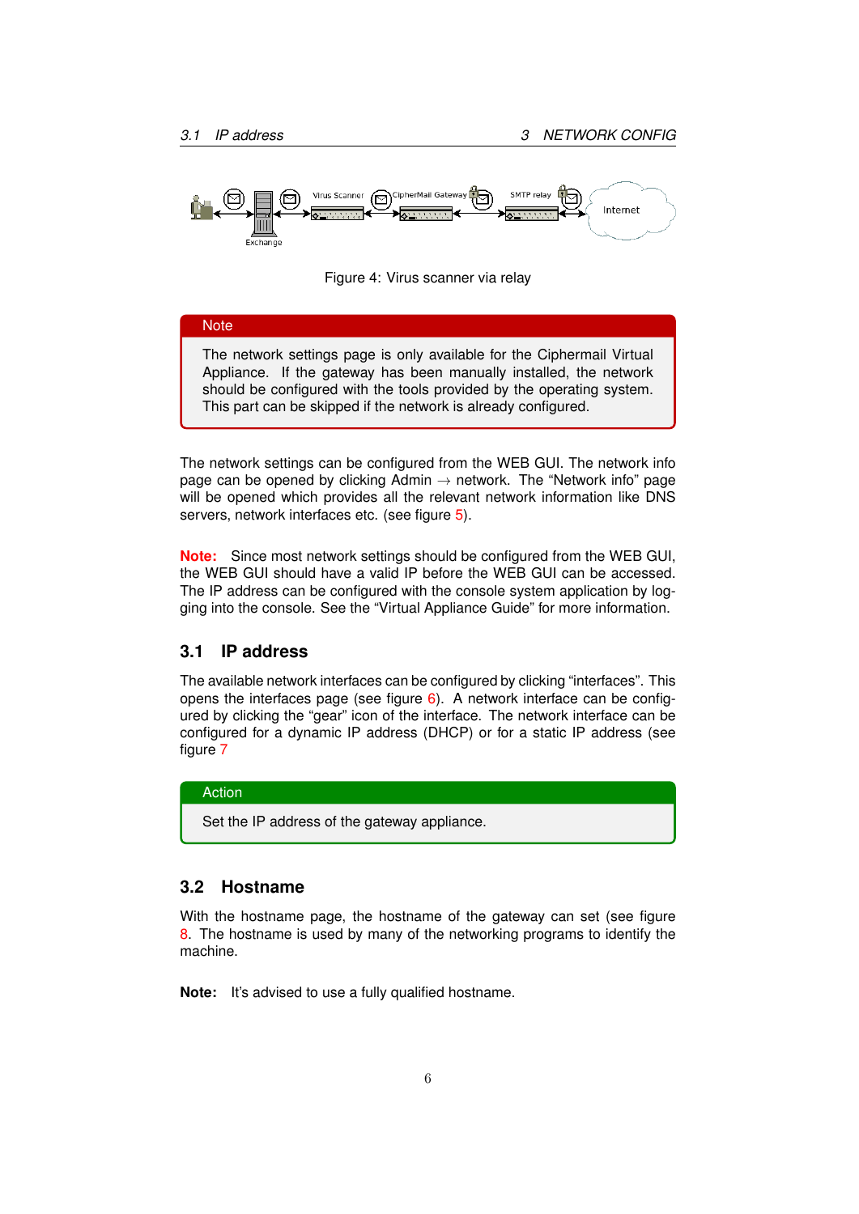Figure 4: Virus scanner via relay

**Note**

The network settings page is only available for the Ciphermail Virtual Appliance. If the gateway has been manually installed, the network should be configured with the tools provided by the operating system. This part can be skipped if the network is already configured.

The network settings can be configured from the WEB GUI. The network info page can be opened by clicking Admin → network. The "Network info" page will be opened which provides all the relevant network information like DNS servers, network interfaces etc. (see figure 5).

**Note:** Since most network settings should be configured from the WEB GUI, the WEB GUI should have a valid IP before the WEB GUI can be accessed. The IP address can be configured with the console system application by logging into the console. See the "Virtual Appliance Guide" for more information.

## 3.1 IP address

The available network interfaces can be configured by clicking "interfaces". This opens the interfaces page (see figure 6). A network interface can be configured by clicking the "gear" icon of the interface. The network interface can be configured for a dynamic IP address (DHCP) or for a static IP address (see figure 7

**Action**

Set the IP address of the gateway appliance.

## 3.2 Hostname

With the hostname page, the hostname of the gateway can set (see figure 8. The hostname is used by many of the networking programs to identify the machine.

**Note:** It's advised to use a fully qualified hostname.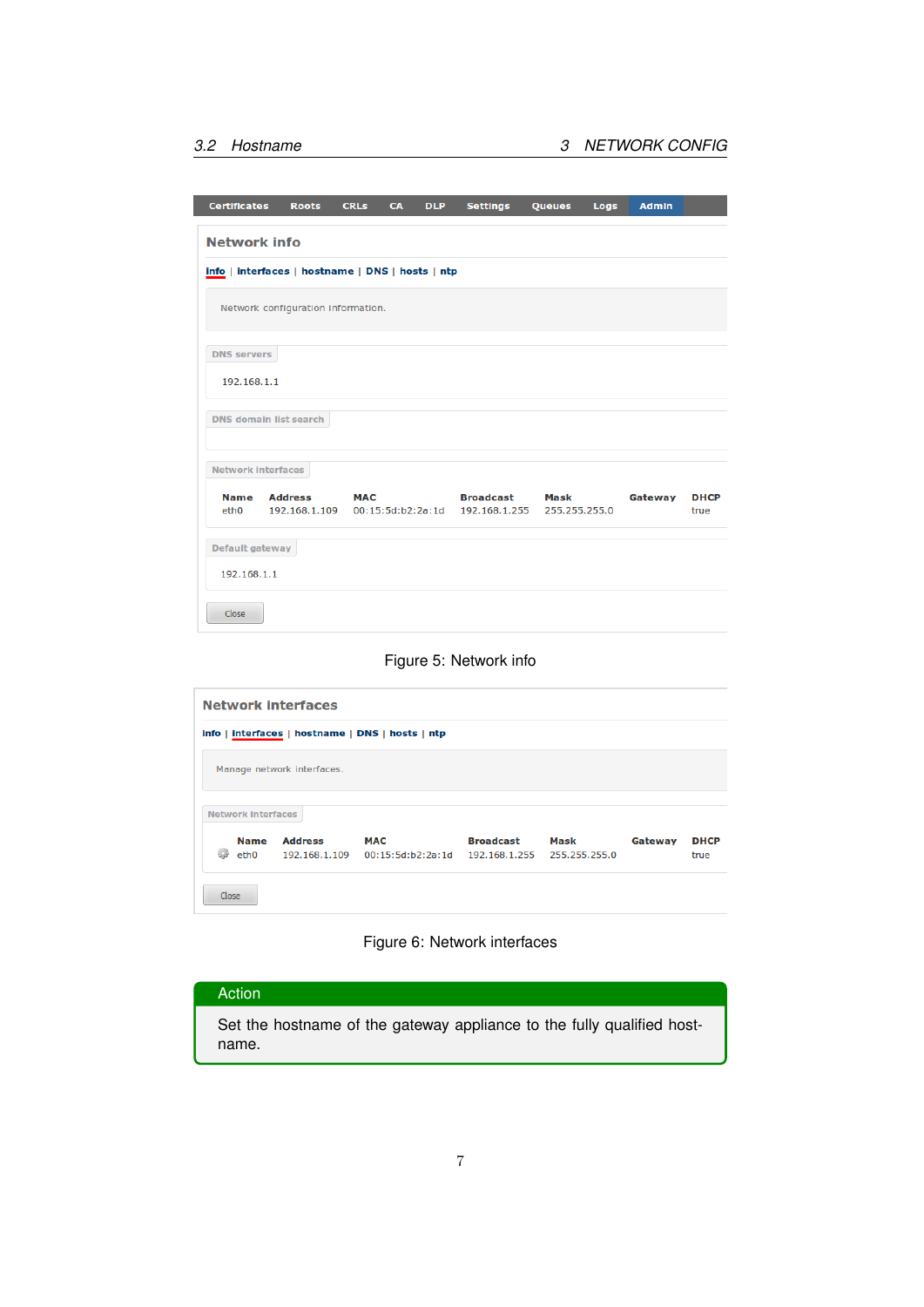| Certificates | Roots | CRLs | CA | DLP | Settings | Queues | Logs | Admin |
|---|---|---|---|---|---|---|---|---|

## Network info

info | interfaces | hostname | DNS | hosts | ntp

Network configuration information.

**DNS servers**

192.168.1.1

**DNS domain list search**

**Network interfaces**

| Name | Address | MAC | Broadcast | Mask | Gateway | DHCP |
|---|---|---|---|---|---|---|
| eth0 | 192.168.1.109 | 00:15:5d:b2:2a:1d | 192.168.1.255 | 255.255.255.0 | | true |

**Default gateway**

192.168.1.1

Close

Figure 5: Network info

## Network interfaces

info | interfaces | hostname | DNS | hosts | ntp

Manage network interfaces.

**Network interfaces**

| Name | Address | MAC | Broadcast | Mask | Gateway | DHCP |
|---|---|---|---|---|---|---|
| eth0 | 192.168.1.109 | 00:15:5d:b2:2a:1d | 192.168.1.255 | 255.255.255.0 | | true |

Close

Figure 6: Network interfaces

**Action**

Set the hostname of the gateway appliance to the fully qualified hostname.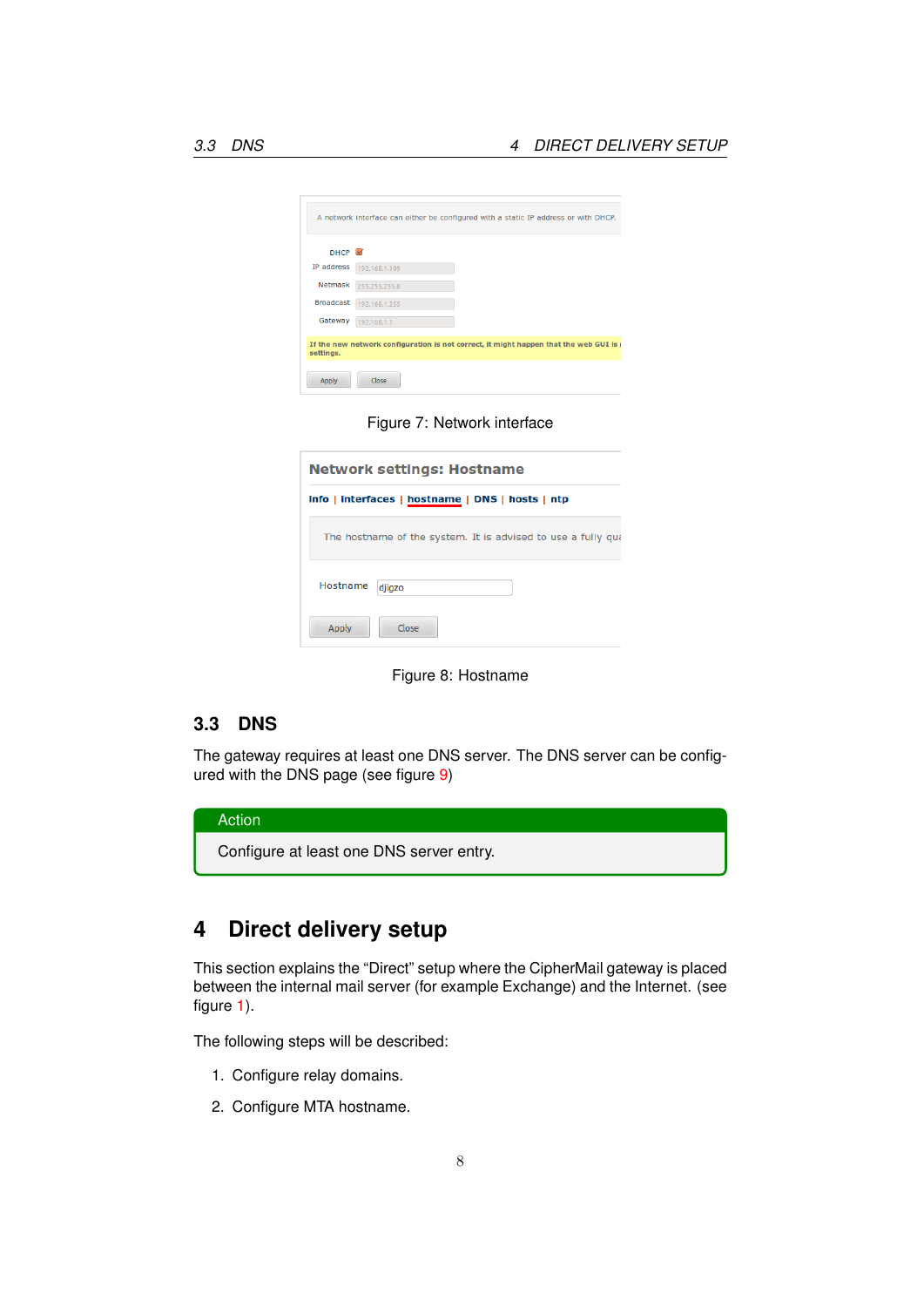Figure 7: Network interface

Figure 8: Hostname

## 3.3 DNS

The gateway requires at least one DNS server. The DNS server can be configured with the DNS page (see figure 9)

**Action**

Configure at least one DNS server entry.

# 4 Direct delivery setup

This section explains the “Direct” setup where the CipherMail gateway is placed between the internal mail server (for example Exchange) and the Internet. (see figure 1).

The following steps will be described:

1. Configure relay domains.
2. Configure MTA hostname.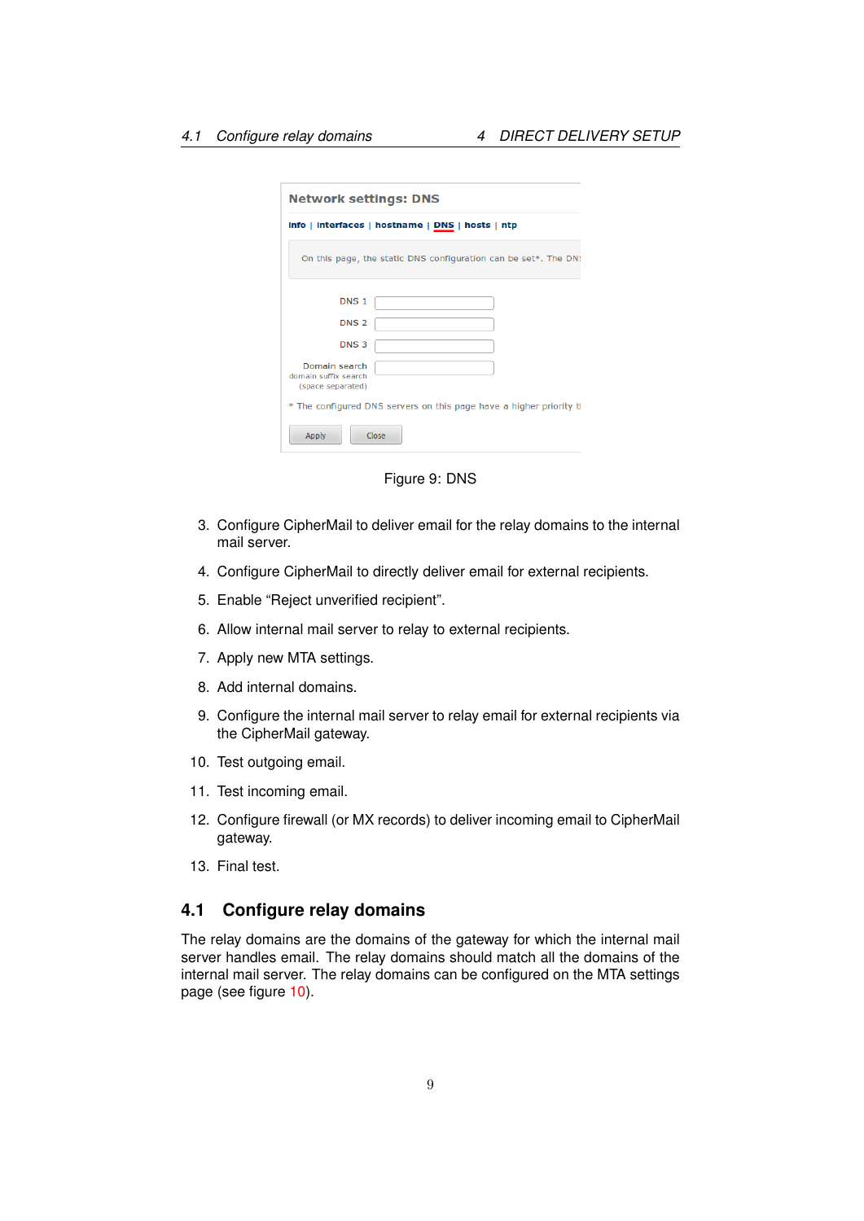Figure 9: DNS

3. Configure CipherMail to deliver email for the relay domains to the internal mail server.
4. Configure CipherMail to directly deliver email for external recipients.
5. Enable “Reject unverified recipient”.
6. Allow internal mail server to relay to external recipients.
7. Apply new MTA settings.
8. Add internal domains.
9. Configure the internal mail server to relay email for external recipients via the CipherMail gateway.
10. Test outgoing email.
11. Test incoming email.
12. Configure firewall (or MX records) to deliver incoming email to CipherMail gateway.
13. Final test.

## 4.1 Configure relay domains

The relay domains are the domains of the gateway for which the internal mail server handles email. The relay domains should match all the domains of the internal mail server. The relay domains can be configured on the MTA settings page (see figure 10).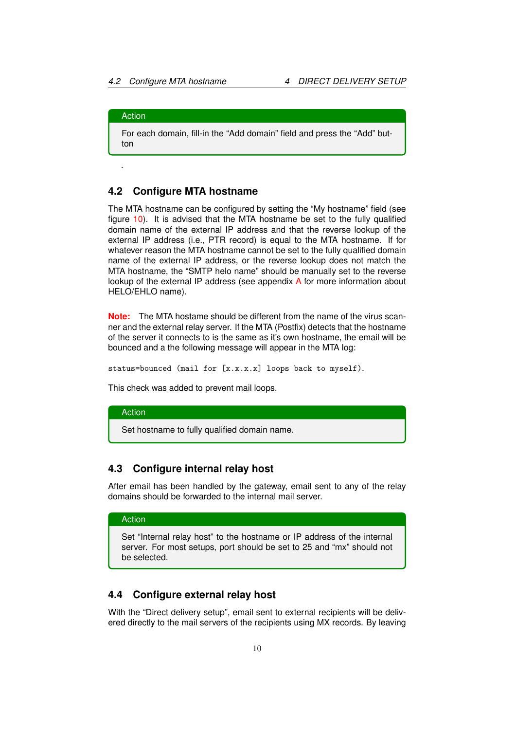> **Action**
>
> For each domain, fill-in the “Add domain” field and press the “Add” button

.

## 4.2 Configure MTA hostname

The MTA hostname can be configured by setting the “My hostname” field (see figure 10). It is advised that the MTA hostname be set to the fully qualified domain name of the external IP address and that the reverse lookup of the external IP address (i.e., PTR record) is equal to the MTA hostname. If for whatever reason the MTA hostname cannot be set to the fully qualified domain name of the external IP address, or the reverse lookup does not match the MTA hostname, the “SMTP helo name” should be manually set to the reverse lookup of the external IP address (see appendix A for more information about HELO/EHLO name).

**Note:** The MTA hostame should be different from the name of the virus scanner and the external relay server. If the MTA (Postfix) detects that the hostname of the server it connects to is the same as it's own hostname, the email will be bounced and a the following message will appear in the MTA log:

```
status=bounced (mail for [x.x.x.x] loops back to myself).
```

This check was added to prevent mail loops.

> **Action**
>
> Set hostname to fully qualified domain name.

## 4.3 Configure internal relay host

After email has been handled by the gateway, email sent to any of the relay domains should be forwarded to the internal mail server.

> **Action**
>
> Set “Internal relay host” to the hostname or IP address of the internal server. For most setups, port should be set to 25 and “mx” should not be selected.

## 4.4 Configure external relay host

With the “Direct delivery setup”, email sent to external recipients will be delivered directly to the mail servers of the recipients using MX records. By leaving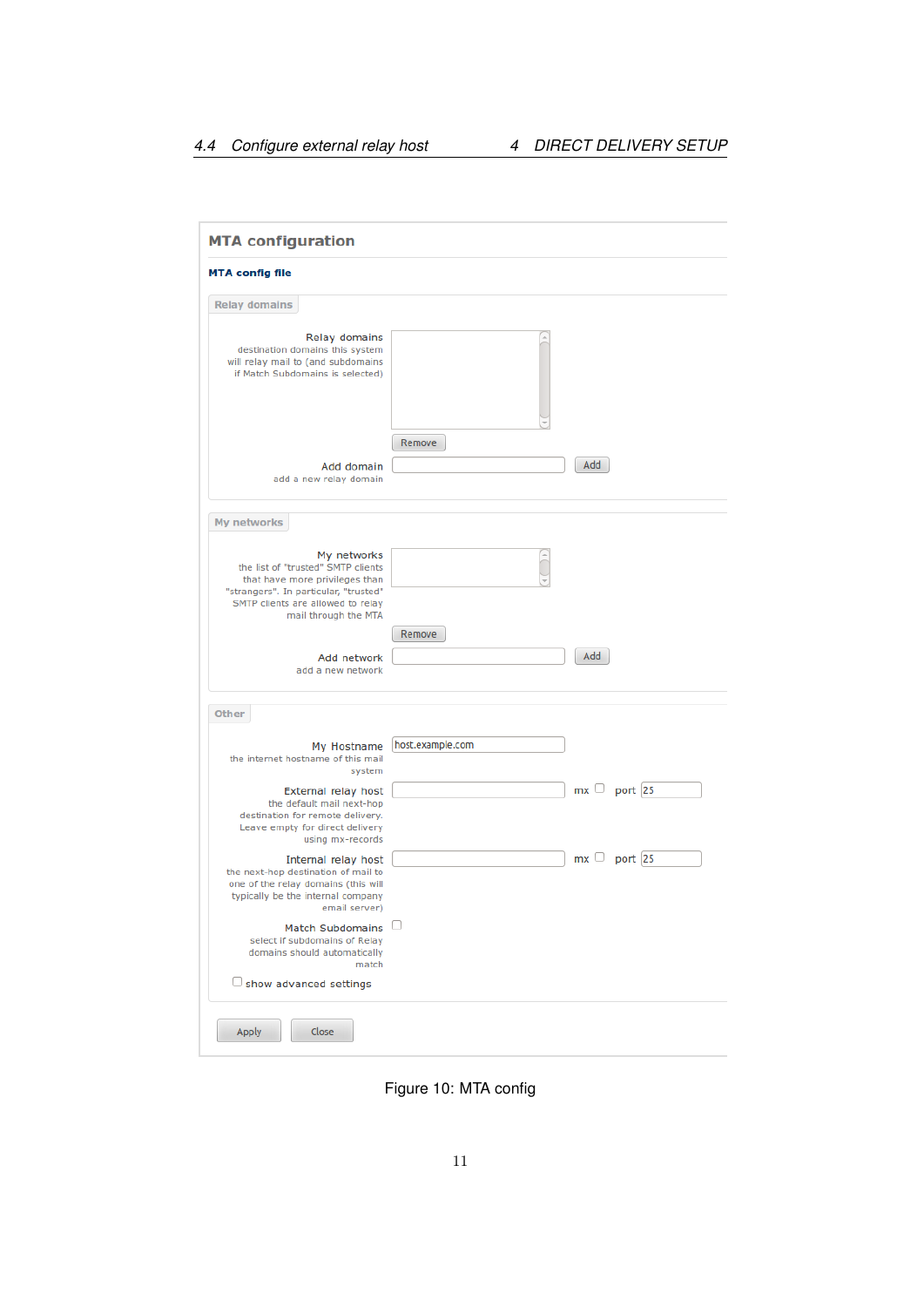## MTA configuration

**MTA config file**

**Relay domains**

Relay domains
destination domains this system will relay mail to (and subdomains if Match Subdomains is selected)

Remove

Add domain
add a new relay domain

Add

**My networks**

My networks
the list of "trusted" SMTP clients that have more privileges than "strangers". In particular, "trusted" SMTP clients are allowed to relay mail through the MTA

Remove

Add network
add a new network

Add

**Other**

My Hostname
the internet hostname of this mail system

host.example.com

External relay host
the default mail next-hop destination for remote delivery. Leave empty for direct delivery using mx-records

mx ☐ port 25

Internal relay host
the next-hop destination of mail to one of the relay domains (this will typically be the internal company email server)

mx ☐ port 25

Match Subdomains
select if subdomains of Relay domains should automatically match

☐

☐ show advanced settings

Apply Close

Figure 10: MTA config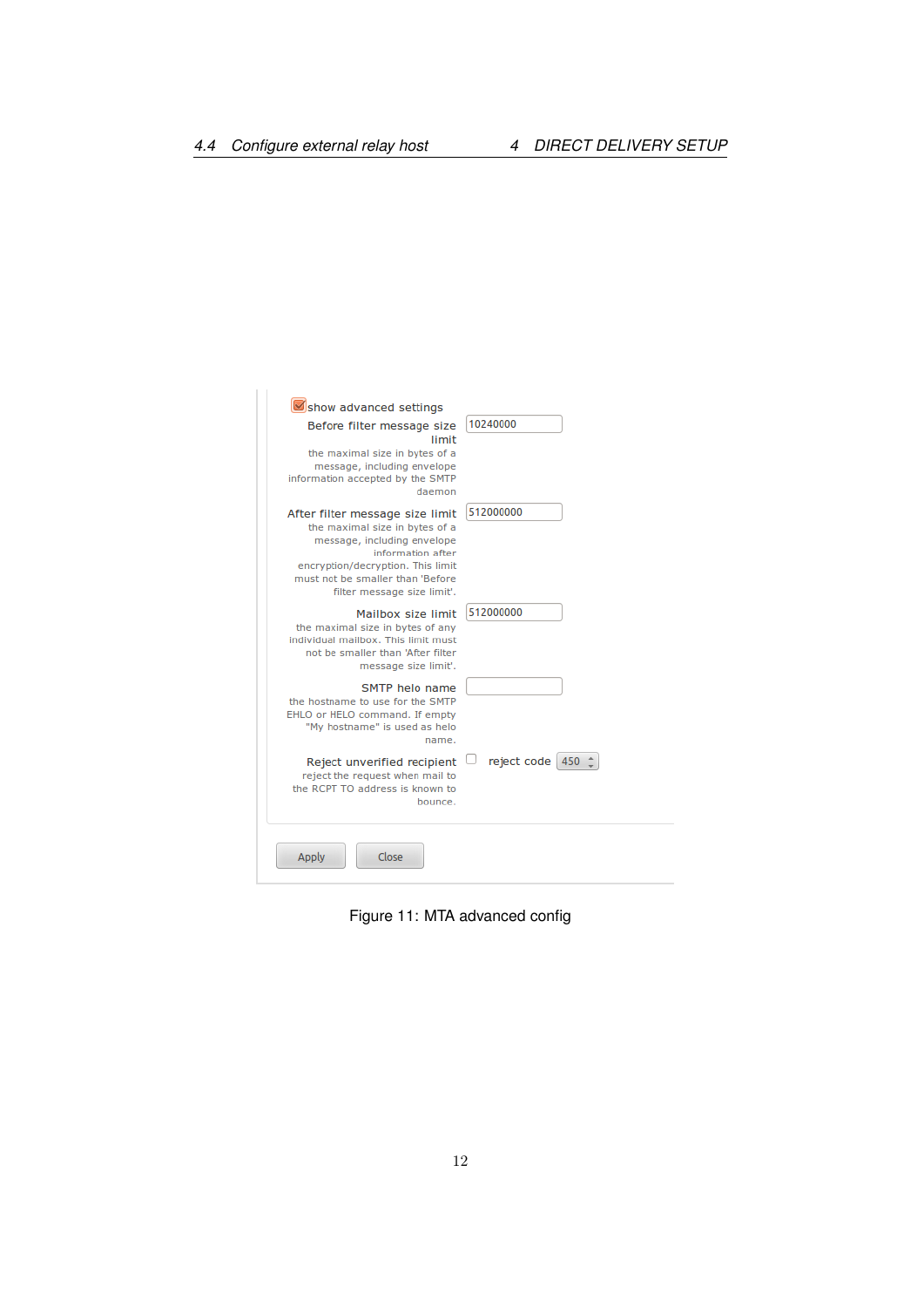show advanced settings

| Setting | Value |
| --- | --- |
| **Before filter message size limit** — the maximal size in bytes of a message, including envelope information accepted by the SMTP daemon | 10240000 |
| **After filter message size limit** — the maximal size in bytes of a message, including envelope information after encryption/decryption. This limit must not be smaller than 'Before filter message size limit'. | 512000000 |
| **Mailbox size limit** — the maximal size in bytes of any individual mailbox. This limit must not be smaller than 'After filter message size limit'. | 512000000 |
| **SMTP helo name** — the hostname to use for the SMTP EHLO or HELO command. If empty "My hostname" is used as helo name. | |
| **Reject unverified recipient** — reject the request when mail to the RCPT TO address is known to bounce. | reject code 450 |

Apply | Close

Figure 11: MTA advanced config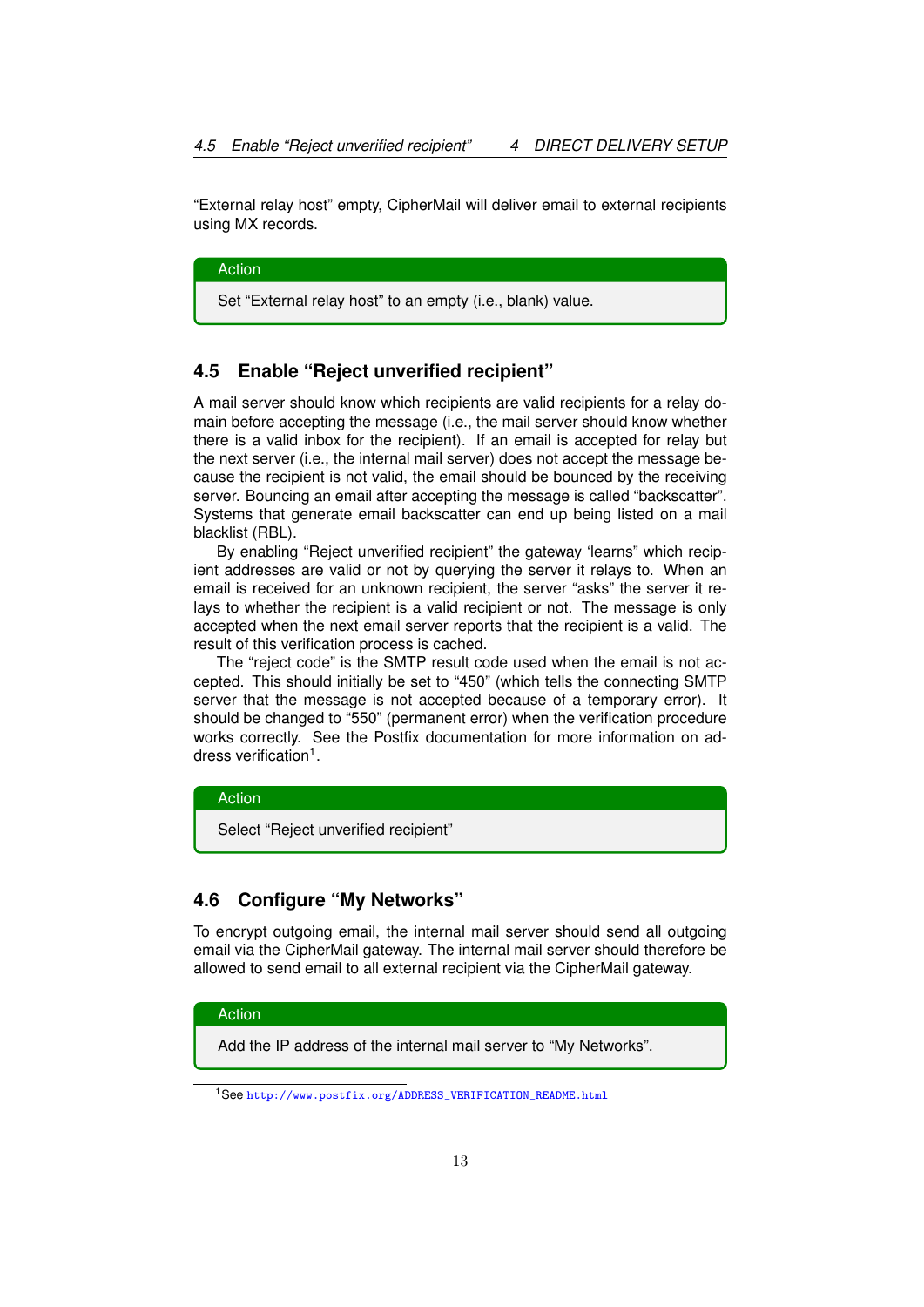"External relay host" empty, CipherMail will deliver email to external recipients using MX records.

> **Action**
>
> Set "External relay host" to an empty (i.e., blank) value.

## 4.5 Enable "Reject unverified recipient"

A mail server should know which recipients are valid recipients for a relay domain before accepting the message (i.e., the mail server should know whether there is a valid inbox for the recipient). If an email is accepted for relay but the next server (i.e., the internal mail server) does not accept the message because the recipient is not valid, the email should be bounced by the receiving server. Bouncing an email after accepting the message is called "backscatter". Systems that generate email backscatter can end up being listed on a mail blacklist (RBL).

By enabling "Reject unverified recipient" the gateway 'learns" which recipient addresses are valid or not by querying the server it relays to. When an email is received for an unknown recipient, the server "asks" the server it relays to whether the recipient is a valid recipient or not. The message is only accepted when the next email server reports that the recipient is a valid. The result of this verification process is cached.

The "reject code" is the SMTP result code used when the email is not accepted. This should initially be set to "450" (which tells the connecting SMTP server that the message is not accepted because of a temporary error). It should be changed to "550" (permanent error) when the verification procedure works correctly. See the Postfix documentation for more information on address verification[1].

> **Action**
>
> Select "Reject unverified recipient"

## 4.6 Configure "My Networks"

To encrypt outgoing email, the internal mail server should send all outgoing email via the CipherMail gateway. The internal mail server should therefore be allowed to send email to all external recipient via the CipherMail gateway.

> **Action**
>
> Add the IP address of the internal mail server to "My Networks".

[1] See http://www.postfix.org/ADDRESS_VERIFICATION_README.html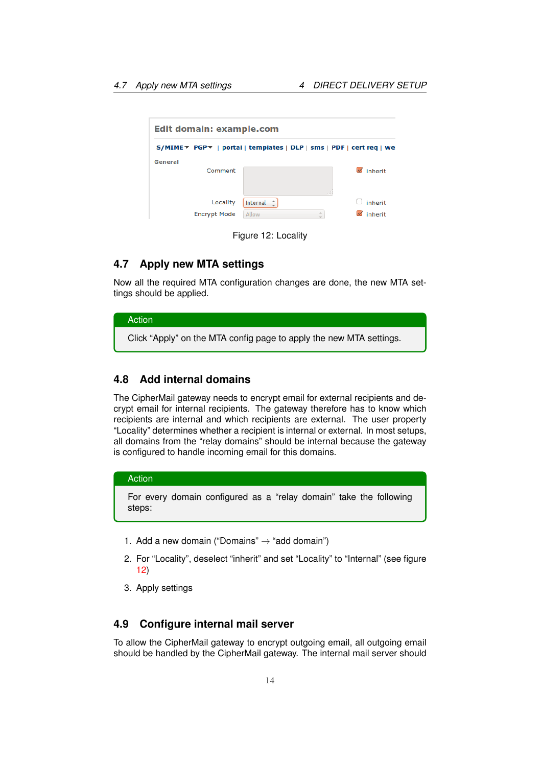Figure 12: Locality

## 4.7 Apply new MTA settings

Now all the required MTA configuration changes are done, the new MTA settings should be applied.

> **Action**
>
> Click “Apply” on the MTA config page to apply the new MTA settings.

## 4.8 Add internal domains

The CipherMail gateway needs to encrypt email for external recipients and decrypt email for internal recipients. The gateway therefore has to know which recipients are internal and which recipients are external. The user property “Locality” determines whether a recipient is internal or external. In most setups, all domains from the “relay domains” should be internal because the gateway is configured to handle incoming email for this domains.

> **Action**
>
> For every domain configured as a “relay domain” take the following steps:

1. Add a new domain (“Domains” → “add domain”)
2. For “Locality”, deselect “inherit” and set “Locality” to “Internal” (see figure 12)
3. Apply settings

## 4.9 Configure internal mail server

To allow the CipherMail gateway to encrypt outgoing email, all outgoing email should be handled by the CipherMail gateway. The internal mail server should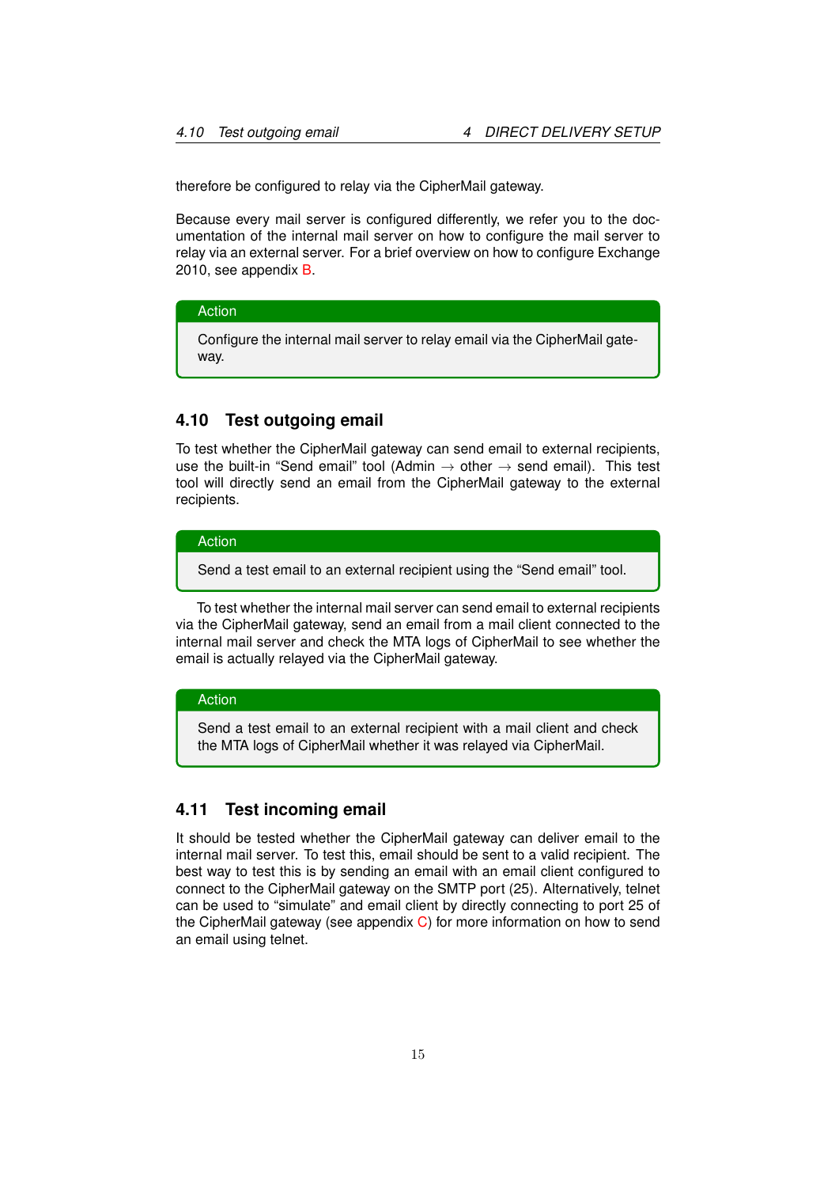therefore be configured to relay via the CipherMail gateway.

Because every mail server is configured differently, we refer you to the documentation of the internal mail server on how to configure the mail server to relay via an external server. For a brief overview on how to configure Exchange 2010, see appendix B.

> **Action**
>
> Configure the internal mail server to relay email via the CipherMail gateway.

## 4.10 Test outgoing email

To test whether the CipherMail gateway can send email to external recipients, use the built-in “Send email” tool (Admin → other → send email). This test tool will directly send an email from the CipherMail gateway to the external recipients.

> **Action**
>
> Send a test email to an external recipient using the “Send email” tool.

To test whether the internal mail server can send email to external recipients via the CipherMail gateway, send an email from a mail client connected to the internal mail server and check the MTA logs of CipherMail to see whether the email is actually relayed via the CipherMail gateway.

> **Action**
>
> Send a test email to an external recipient with a mail client and check the MTA logs of CipherMail whether it was relayed via CipherMail.

## 4.11 Test incoming email

It should be tested whether the CipherMail gateway can deliver email to the internal mail server. To test this, email should be sent to a valid recipient. The best way to test this is by sending an email with an email client configured to connect to the CipherMail gateway on the SMTP port (25). Alternatively, telnet can be used to “simulate” and email client by directly connecting to port 25 of the CipherMail gateway (see appendix C) for more information on how to send an email using telnet.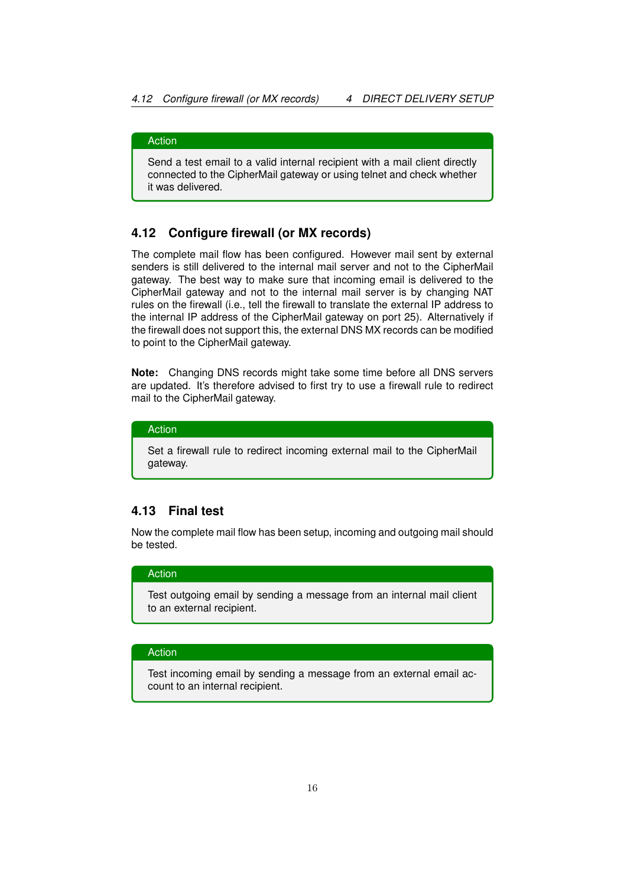> **Action**
>
> Send a test email to a valid internal recipient with a mail client directly connected to the CipherMail gateway or using telnet and check whether it was delivered.

## 4.12 Configure firewall (or MX records)

The complete mail flow has been configured. However mail sent by external senders is still delivered to the internal mail server and not to the CipherMail gateway. The best way to make sure that incoming email is delivered to the CipherMail gateway and not to the internal mail server is by changing NAT rules on the firewall (i.e., tell the firewall to translate the external IP address to the internal IP address of the CipherMail gateway on port 25). Alternatively if the firewall does not support this, the external DNS MX records can be modified to point to the CipherMail gateway.

**Note:** Changing DNS records might take some time before all DNS servers are updated. It's therefore advised to first try to use a firewall rule to redirect mail to the CipherMail gateway.

> **Action**
>
> Set a firewall rule to redirect incoming external mail to the CipherMail gateway.

## 4.13 Final test

Now the complete mail flow has been setup, incoming and outgoing mail should be tested.

> **Action**
>
> Test outgoing email by sending a message from an internal mail client to an external recipient.

> **Action**
>
> Test incoming email by sending a message from an external email account to an internal recipient.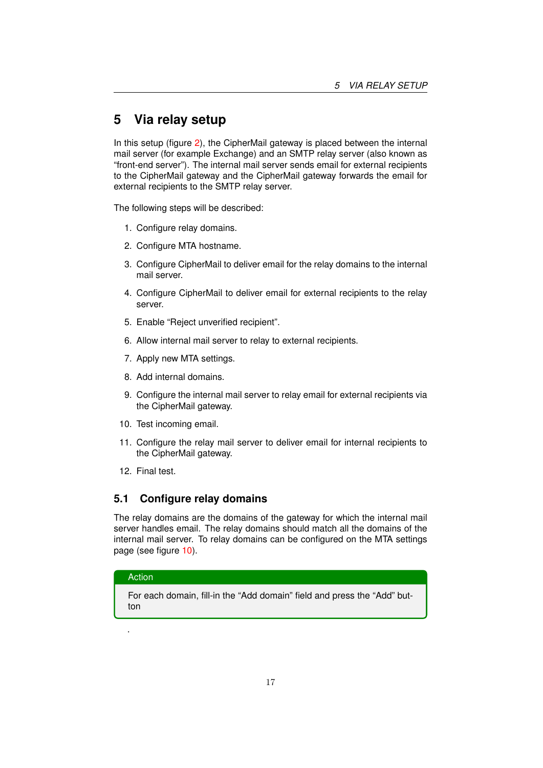# 5 Via relay setup

In this setup (figure 2), the CipherMail gateway is placed between the internal mail server (for example Exchange) and an SMTP relay server (also known as “front-end server”). The internal mail server sends email for external recipients to the CipherMail gateway and the CipherMail gateway forwards the email for external recipients to the SMTP relay server.

The following steps will be described:

1. Configure relay domains.
2. Configure MTA hostname.
3. Configure CipherMail to deliver email for the relay domains to the internal mail server.
4. Configure CipherMail to deliver email for external recipients to the relay server.
5. Enable “Reject unverified recipient”.
6. Allow internal mail server to relay to external recipients.
7. Apply new MTA settings.
8. Add internal domains.
9. Configure the internal mail server to relay email for external recipients via the CipherMail gateway.
10. Test incoming email.
11. Configure the relay mail server to deliver email for internal recipients to the CipherMail gateway.
12. Final test.

## 5.1 Configure relay domains

The relay domains are the domains of the gateway for which the internal mail server handles email. The relay domains should match all the domains of the internal mail server. To relay domains can be configured on the MTA settings page (see figure 10).

**Action**

For each domain, fill-in the “Add domain” field and press the “Add” button

.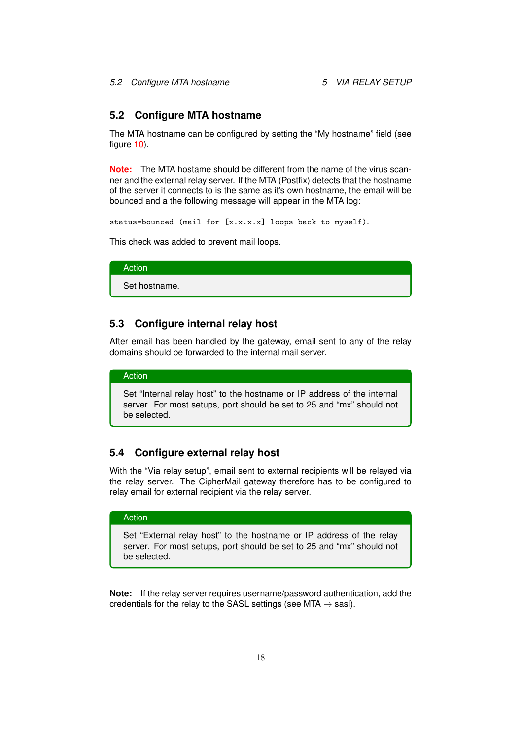## 5.2 Configure MTA hostname

The MTA hostname can be configured by setting the “My hostname” field (see figure 10).

**Note:** The MTA hostame should be different from the name of the virus scanner and the external relay server. If the MTA (Postfix) detects that the hostname of the server it connects to is the same as it's own hostname, the email will be bounced and a the following message will appear in the MTA log:

```
status=bounced (mail for [x.x.x.x] loops back to myself).
```

This check was added to prevent mail loops.

> **Action**
>
> Set hostname.

## 5.3 Configure internal relay host

After email has been handled by the gateway, email sent to any of the relay domains should be forwarded to the internal mail server.

> **Action**
>
> Set “Internal relay host” to the hostname or IP address of the internal server. For most setups, port should be set to 25 and “mx” should not be selected.

## 5.4 Configure external relay host

With the “Via relay setup”, email sent to external recipients will be relayed via the relay server. The CipherMail gateway therefore has to be configured to relay email for external recipient via the relay server.

> **Action**
>
> Set “External relay host” to the hostname or IP address of the relay server. For most setups, port should be set to 25 and “mx” should not be selected.

**Note:** If the relay server requires username/password authentication, add the credentials for the relay to the SASL settings (see MTA → sasl).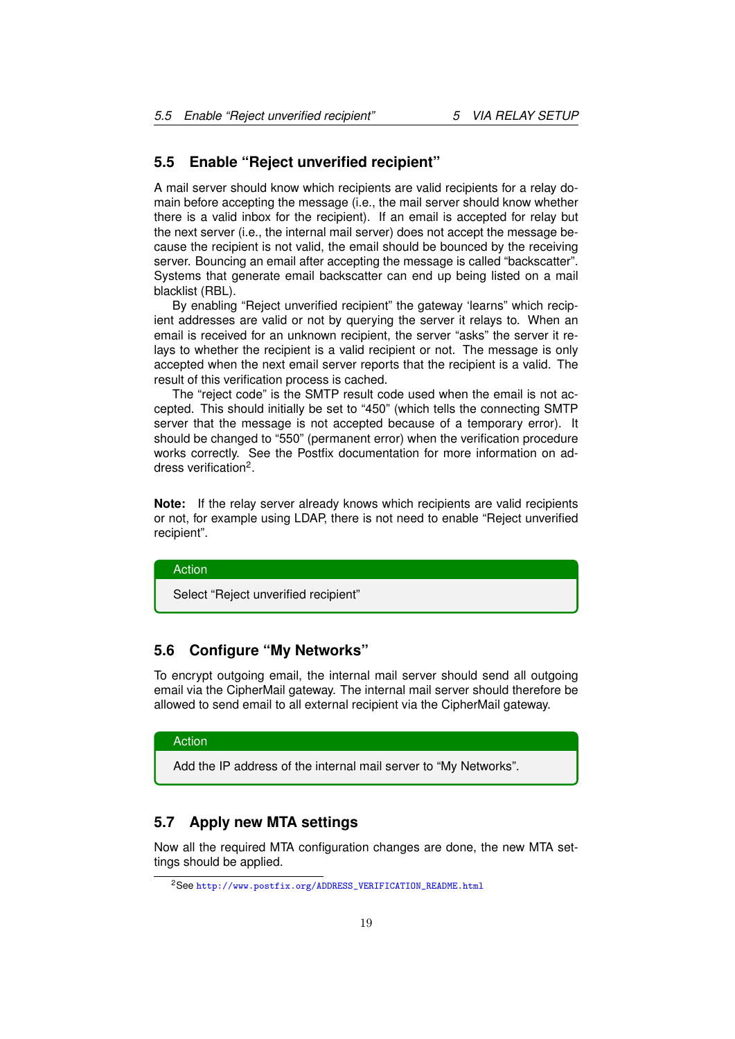## 5.5 Enable "Reject unverified recipient"

A mail server should know which recipients are valid recipients for a relay domain before accepting the message (i.e., the mail server should know whether there is a valid inbox for the recipient). If an email is accepted for relay but the next server (i.e., the internal mail server) does not accept the message because the recipient is not valid, the email should be bounced by the receiving server. Bouncing an email after accepting the message is called "backscatter". Systems that generate email backscatter can end up being listed on a mail blacklist (RBL).

By enabling "Reject unverified recipient" the gateway 'learns" which recipient addresses are valid or not by querying the server it relays to. When an email is received for an unknown recipient, the server "asks" the server it relays to whether the recipient is a valid recipient or not. The message is only accepted when the next email server reports that the recipient is a valid. The result of this verification process is cached.

The "reject code" is the SMTP result code used when the email is not accepted. This should initially be set to "450" (which tells the connecting SMTP server that the message is not accepted because of a temporary error). It should be changed to "550" (permanent error) when the verification procedure works correctly. See the Postfix documentation for more information on address verification[2].

**Note:** If the relay server already knows which recipients are valid recipients or not, for example using LDAP, there is not need to enable "Reject unverified recipient".

> **Action**
>
> Select "Reject unverified recipient"

## 5.6 Configure "My Networks"

To encrypt outgoing email, the internal mail server should send all outgoing email via the CipherMail gateway. The internal mail server should therefore be allowed to send email to all external recipient via the CipherMail gateway.

> **Action**
>
> Add the IP address of the internal mail server to "My Networks".

## 5.7 Apply new MTA settings

Now all the required MTA configuration changes are done, the new MTA settings should be applied.

---

[2] See http://www.postfix.org/ADDRESS_VERIFICATION_README.html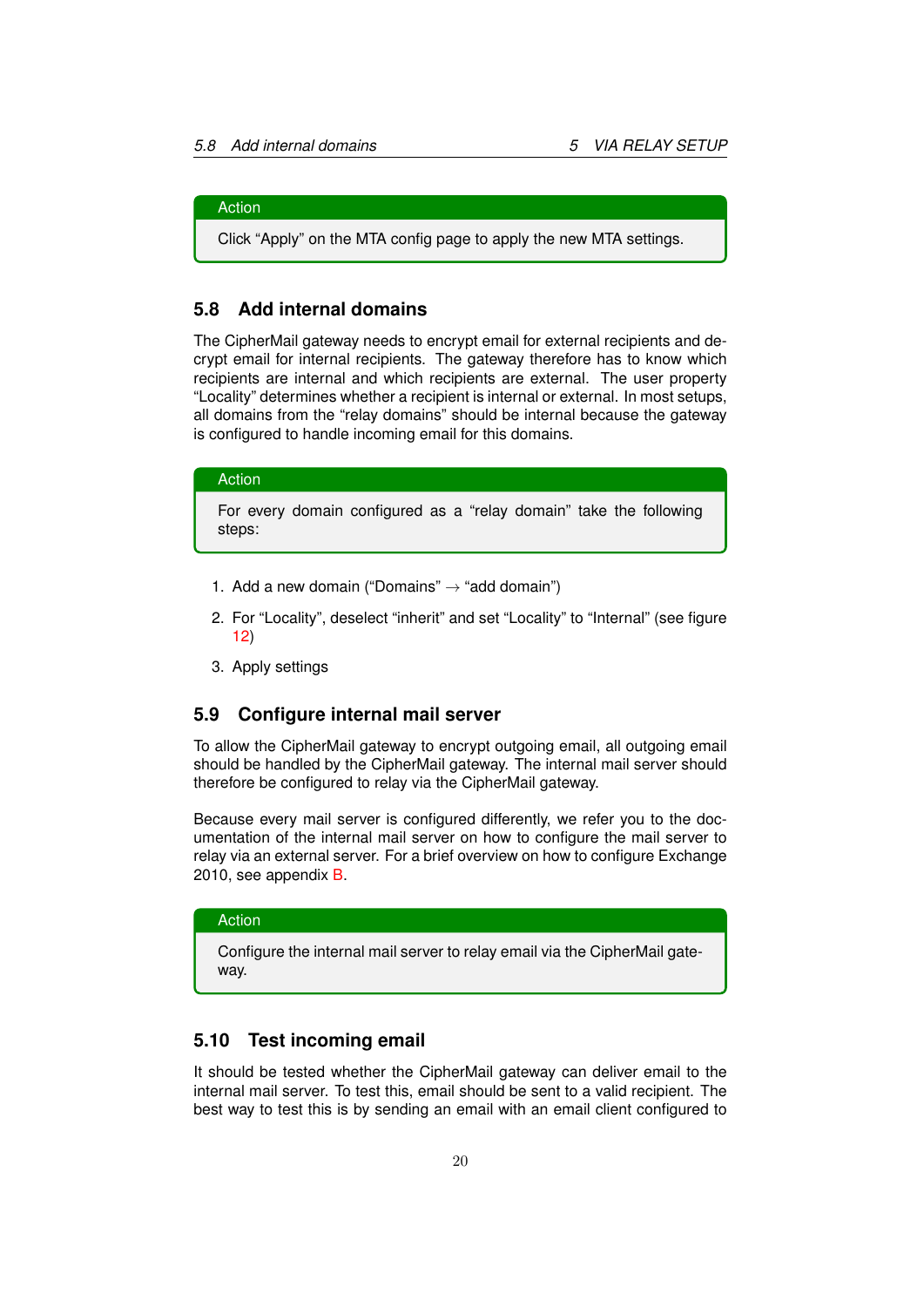> **Action**
>
> Click “Apply” on the MTA config page to apply the new MTA settings.

## 5.8 Add internal domains

The CipherMail gateway needs to encrypt email for external recipients and decrypt email for internal recipients. The gateway therefore has to know which recipients are internal and which recipients are external. The user property “Locality” determines whether a recipient is internal or external. In most setups, all domains from the “relay domains” should be internal because the gateway is configured to handle incoming email for this domains.

> **Action**
>
> For every domain configured as a “relay domain” take the following steps:

1. Add a new domain (“Domains” → “add domain”)
2. For “Locality”, deselect “inherit” and set “Locality” to “Internal” (see figure 12)
3. Apply settings

## 5.9 Configure internal mail server

To allow the CipherMail gateway to encrypt outgoing email, all outgoing email should be handled by the CipherMail gateway. The internal mail server should therefore be configured to relay via the CipherMail gateway.

Because every mail server is configured differently, we refer you to the documentation of the internal mail server on how to configure the mail server to relay via an external server. For a brief overview on how to configure Exchange 2010, see appendix B.

> **Action**
>
> Configure the internal mail server to relay email via the CipherMail gateway.

## 5.10 Test incoming email

It should be tested whether the CipherMail gateway can deliver email to the internal mail server. To test this, email should be sent to a valid recipient. The best way to test this is by sending an email with an email client configured to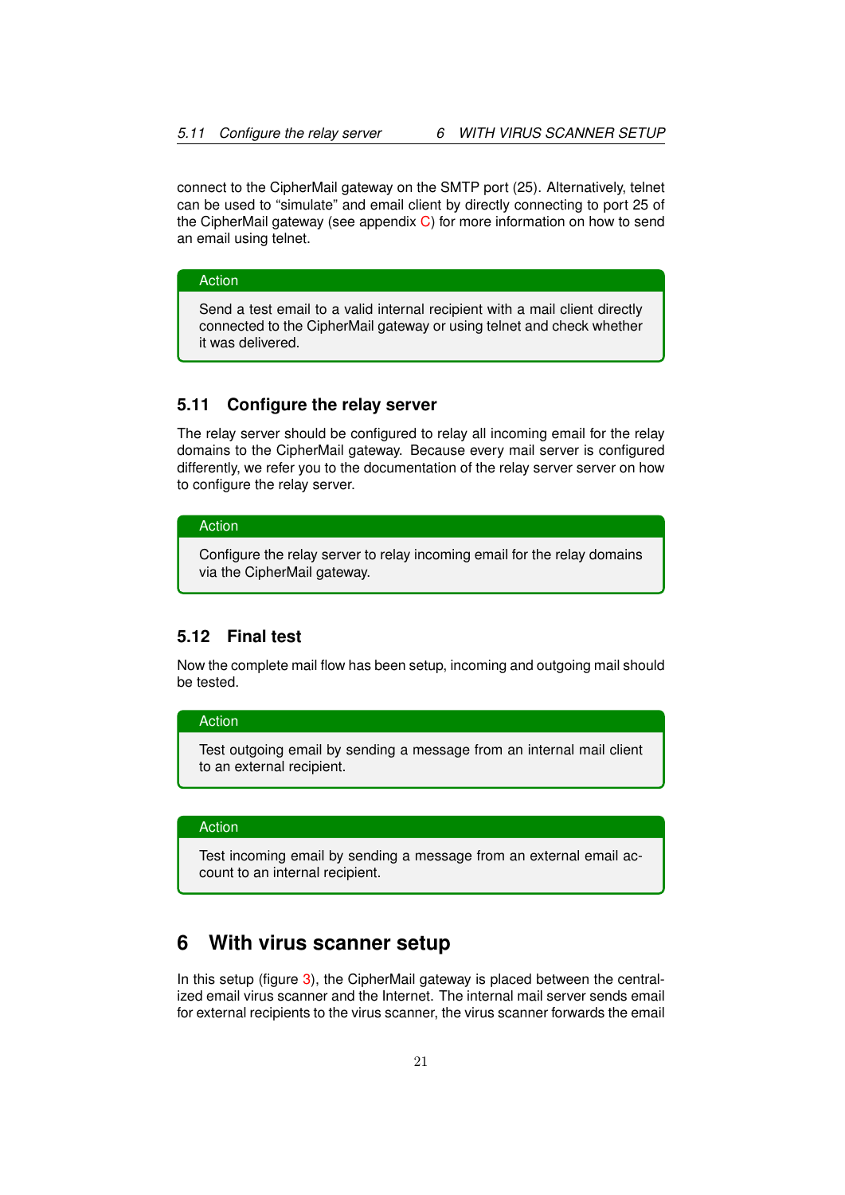connect to the CipherMail gateway on the SMTP port (25). Alternatively, telnet can be used to "simulate" and email client by directly connecting to port 25 of the CipherMail gateway (see appendix C) for more information on how to send an email using telnet.

> **Action**
>
> Send a test email to a valid internal recipient with a mail client directly connected to the CipherMail gateway or using telnet and check whether it was delivered.

### 5.11 Configure the relay server

The relay server should be configured to relay all incoming email for the relay domains to the CipherMail gateway. Because every mail server is configured differently, we refer you to the documentation of the relay server server on how to configure the relay server.

> **Action**
>
> Configure the relay server to relay incoming email for the relay domains via the CipherMail gateway.

### 5.12 Final test

Now the complete mail flow has been setup, incoming and outgoing mail should be tested.

> **Action**
>
> Test outgoing email by sending a message from an internal mail client to an external recipient.

> **Action**
>
> Test incoming email by sending a message from an external email account to an internal recipient.

## 6 With virus scanner setup

In this setup (figure 3), the CipherMail gateway is placed between the centralized email virus scanner and the Internet. The internal mail server sends email for external recipients to the virus scanner, the virus scanner forwards the email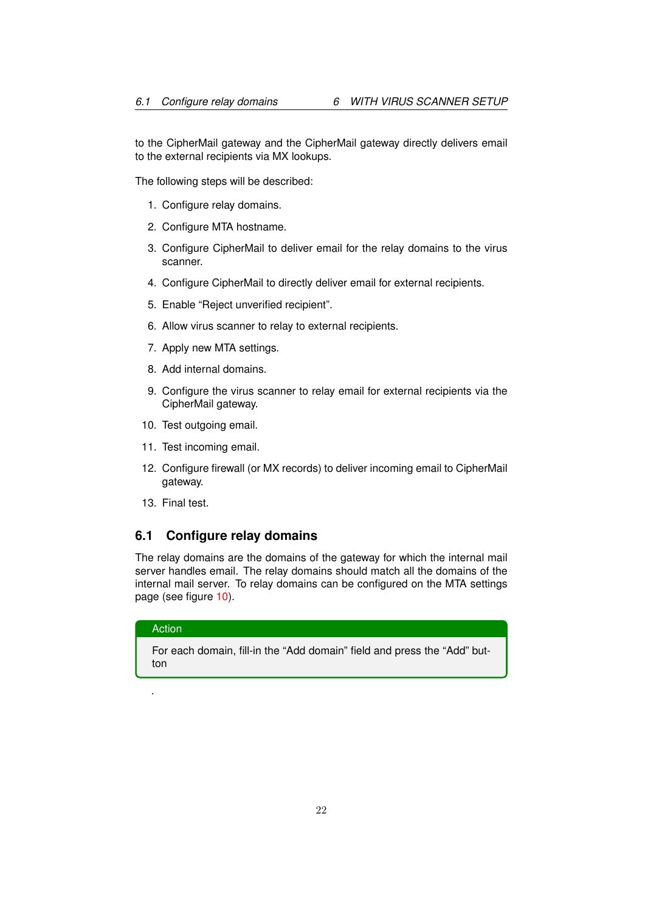to the CipherMail gateway and the CipherMail gateway directly delivers email to the external recipients via MX lookups.

The following steps will be described:

1. Configure relay domains.
2. Configure MTA hostname.
3. Configure CipherMail to deliver email for the relay domains to the virus scanner.
4. Configure CipherMail to directly deliver email for external recipients.
5. Enable “Reject unverified recipient”.
6. Allow virus scanner to relay to external recipients.
7. Apply new MTA settings.
8. Add internal domains.
9. Configure the virus scanner to relay email for external recipients via the CipherMail gateway.
10. Test outgoing email.
11. Test incoming email.
12. Configure firewall (or MX records) to deliver incoming email to CipherMail gateway.
13. Final test.

## 6.1 Configure relay domains

The relay domains are the domains of the gateway for which the internal mail server handles email. The relay domains should match all the domains of the internal mail server. To relay domains can be configured on the MTA settings page (see figure 10).

> **Action**
>
> For each domain, fill-in the “Add domain” field and press the “Add” button

.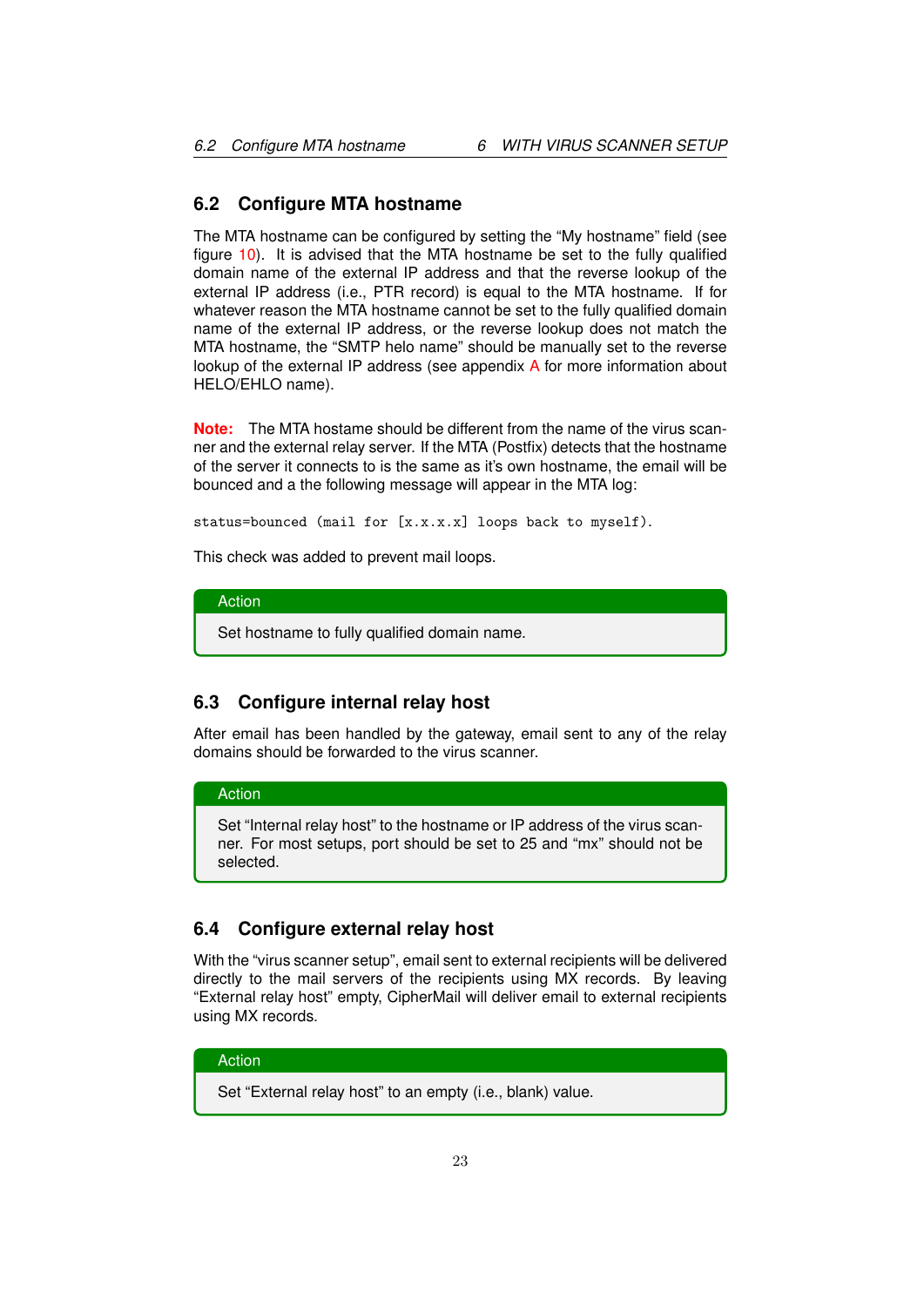## 6.2 Configure MTA hostname

The MTA hostname can be configured by setting the "My hostname" field (see figure 10). It is advised that the MTA hostname be set to the fully qualified domain name of the external IP address and that the reverse lookup of the external IP address (i.e., PTR record) is equal to the MTA hostname. If for whatever reason the MTA hostname cannot be set to the fully qualified domain name of the external IP address, or the reverse lookup does not match the MTA hostname, the "SMTP helo name" should be manually set to the reverse lookup of the external IP address (see appendix A for more information about HELO/EHLO name).

**Note:** The MTA hostame should be different from the name of the virus scanner and the external relay server. If the MTA (Postfix) detects that the hostname of the server it connects to is the same as it's own hostname, the email will be bounced and a the following message will appear in the MTA log:

```
status=bounced (mail for [x.x.x.x] loops back to myself).
```

This check was added to prevent mail loops.

> **Action**
>
> Set hostname to fully qualified domain name.

## 6.3 Configure internal relay host

After email has been handled by the gateway, email sent to any of the relay domains should be forwarded to the virus scanner.

> **Action**
>
> Set "Internal relay host" to the hostname or IP address of the virus scanner. For most setups, port should be set to 25 and "mx" should not be selected.

## 6.4 Configure external relay host

With the "virus scanner setup", email sent to external recipients will be delivered directly to the mail servers of the recipients using MX records. By leaving "External relay host" empty, CipherMail will deliver email to external recipients using MX records.

> **Action**
>
> Set "External relay host" to an empty (i.e., blank) value.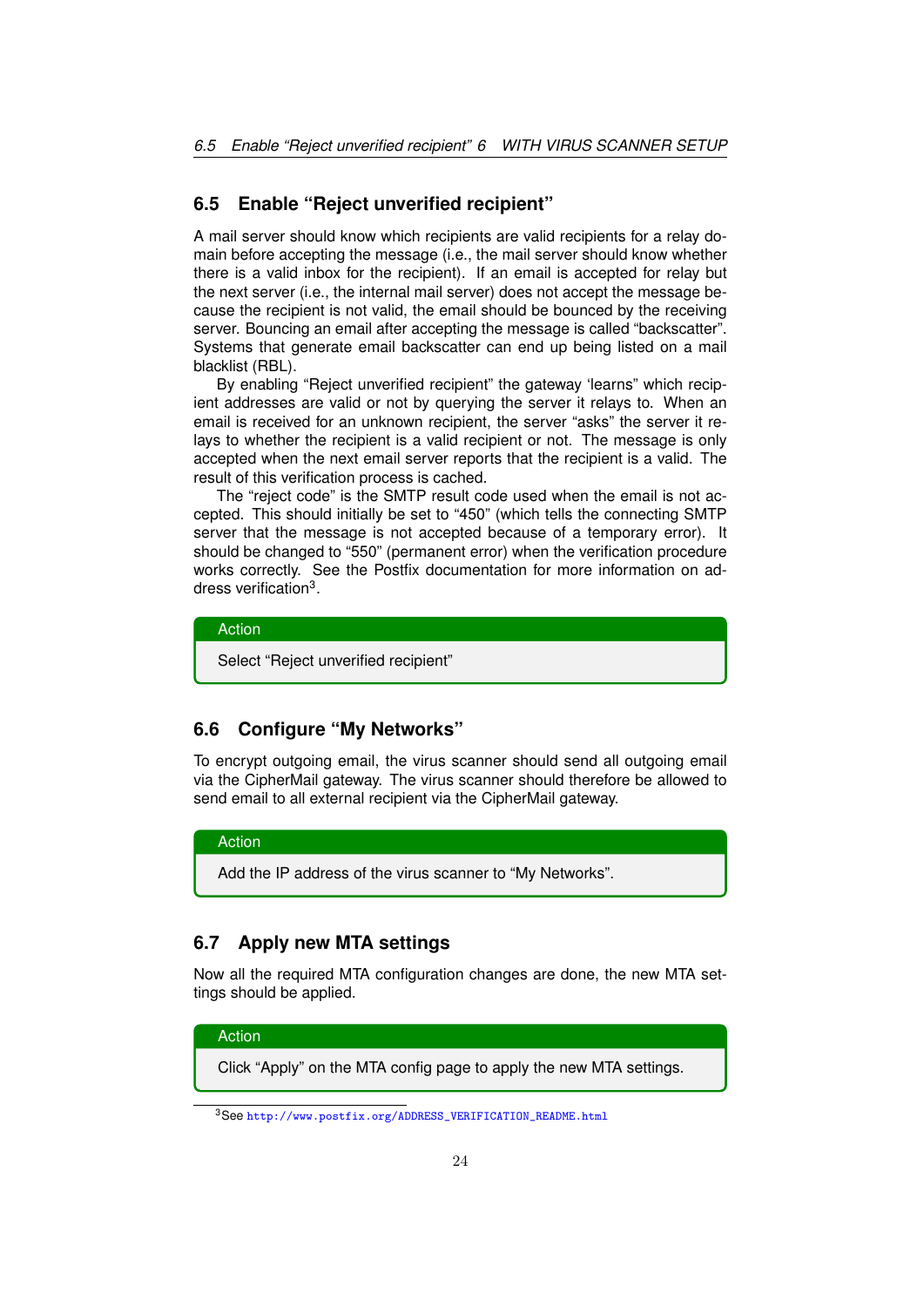## 6.5 Enable “Reject unverified recipient”

A mail server should know which recipients are valid recipients for a relay domain before accepting the message (i.e., the mail server should know whether there is a valid inbox for the recipient). If an email is accepted for relay but the next server (i.e., the internal mail server) does not accept the message because the recipient is not valid, the email should be bounced by the receiving server. Bouncing an email after accepting the message is called “backscatter”. Systems that generate email backscatter can end up being listed on a mail blacklist (RBL).

By enabling “Reject unverified recipient” the gateway ‘learns” which recipient addresses are valid or not by querying the server it relays to. When an email is received for an unknown recipient, the server “asks” the server it relays to whether the recipient is a valid recipient or not. The message is only accepted when the next email server reports that the recipient is a valid. The result of this verification process is cached.

The “reject code” is the SMTP result code used when the email is not accepted. This should initially be set to “450” (which tells the connecting SMTP server that the message is not accepted because of a temporary error). It should be changed to “550” (permanent error) when the verification procedure works correctly. See the Postfix documentation for more information on address verification[3].

**Action**

Select “Reject unverified recipient”

## 6.6 Configure “My Networks”

To encrypt outgoing email, the virus scanner should send all outgoing email via the CipherMail gateway. The virus scanner should therefore be allowed to send email to all external recipient via the CipherMail gateway.

**Action**

Add the IP address of the virus scanner to “My Networks”.

## 6.7 Apply new MTA settings

Now all the required MTA configuration changes are done, the new MTA settings should be applied.

**Action**

Click “Apply” on the MTA config page to apply the new MTA settings.

---

[3] See http://www.postfix.org/ADDRESS_VERIFICATION_README.html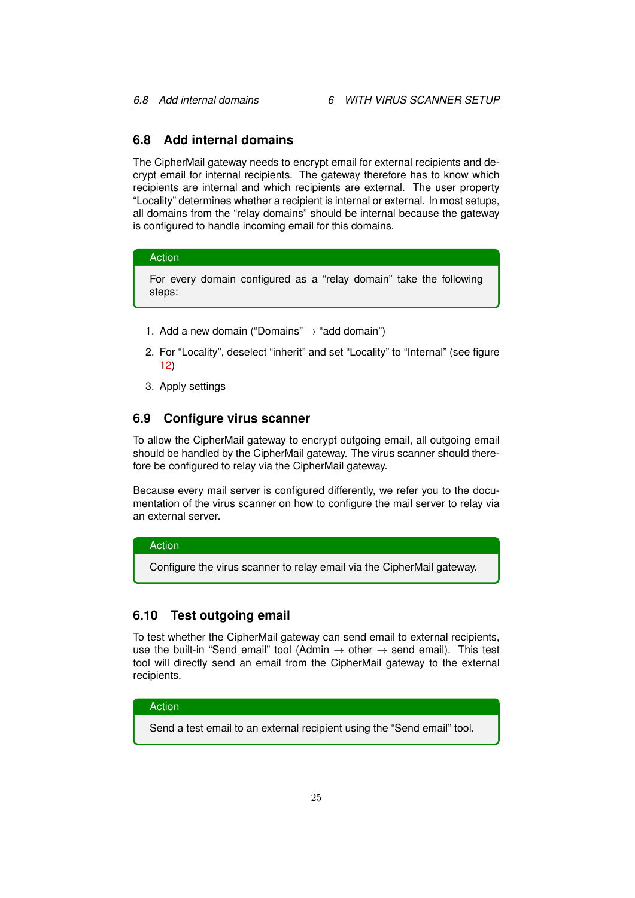## 6.8 Add internal domains

The CipherMail gateway needs to encrypt email for external recipients and decrypt email for internal recipients. The gateway therefore has to know which recipients are internal and which recipients are external. The user property "Locality" determines whether a recipient is internal or external. In most setups, all domains from the "relay domains" should be internal because the gateway is configured to handle incoming email for this domains.

> **Action**
>
> For every domain configured as a "relay domain" take the following steps:

1. Add a new domain ("Domains" → "add domain")
2. For "Locality", deselect "inherit" and set "Locality" to "Internal" (see figure 12)
3. Apply settings

## 6.9 Configure virus scanner

To allow the CipherMail gateway to encrypt outgoing email, all outgoing email should be handled by the CipherMail gateway. The virus scanner should therefore be configured to relay via the CipherMail gateway.

Because every mail server is configured differently, we refer you to the documentation of the virus scanner on how to configure the mail server to relay via an external server.

> **Action**
>
> Configure the virus scanner to relay email via the CipherMail gateway.

## 6.10 Test outgoing email

To test whether the CipherMail gateway can send email to external recipients, use the built-in "Send email" tool (Admin → other → send email). This test tool will directly send an email from the CipherMail gateway to the external recipients.

> **Action**
>
> Send a test email to an external recipient using the "Send email" tool.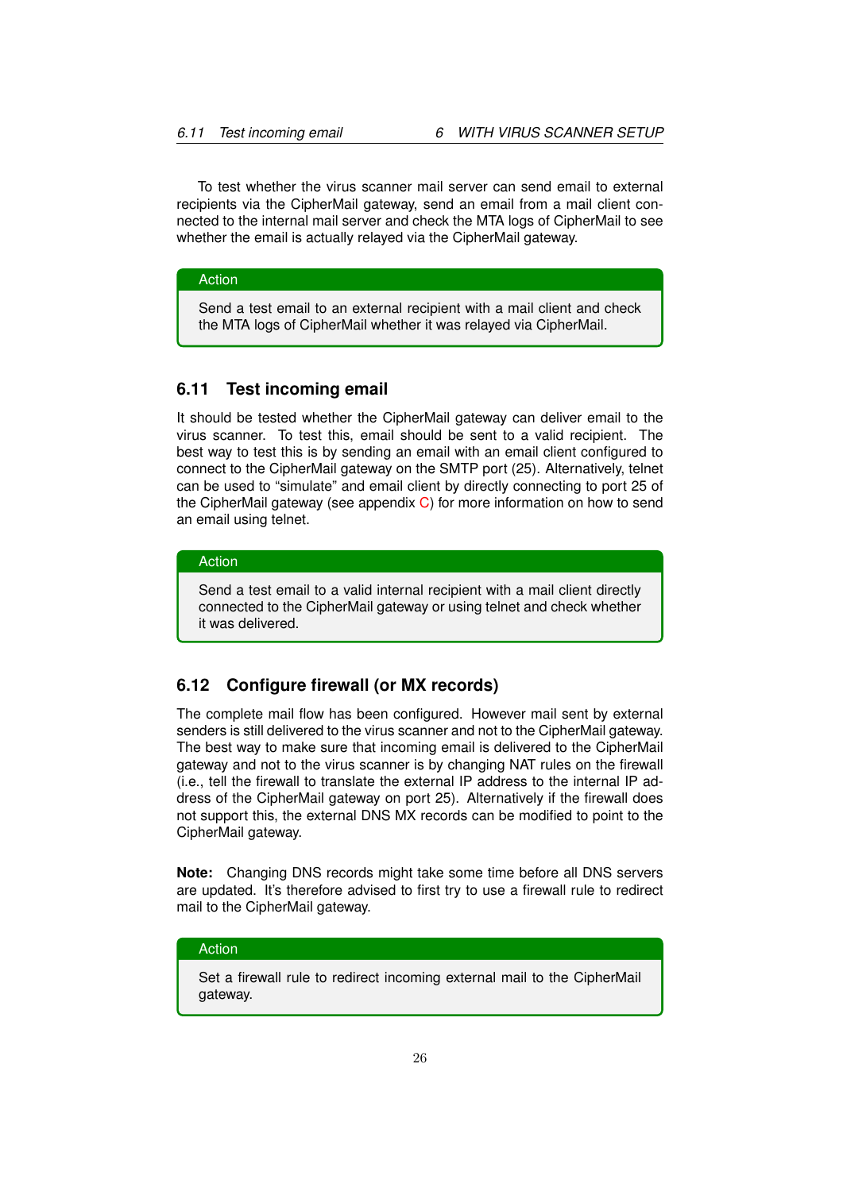To test whether the virus scanner mail server can send email to external recipients via the CipherMail gateway, send an email from a mail client connected to the internal mail server and check the MTA logs of CipherMail to see whether the email is actually relayed via the CipherMail gateway.

> **Action**
>
> Send a test email to an external recipient with a mail client and check the MTA logs of CipherMail whether it was relayed via CipherMail.

## 6.11 Test incoming email

It should be tested whether the CipherMail gateway can deliver email to the virus scanner. To test this, email should be sent to a valid recipient. The best way to test this is by sending an email with an email client configured to connect to the CipherMail gateway on the SMTP port (25). Alternatively, telnet can be used to “simulate” and email client by directly connecting to port 25 of the CipherMail gateway (see appendix C) for more information on how to send an email using telnet.

> **Action**
>
> Send a test email to a valid internal recipient with a mail client directly connected to the CipherMail gateway or using telnet and check whether it was delivered.

## 6.12 Configure firewall (or MX records)

The complete mail flow has been configured. However mail sent by external senders is still delivered to the virus scanner and not to the CipherMail gateway. The best way to make sure that incoming email is delivered to the CipherMail gateway and not to the virus scanner is by changing NAT rules on the firewall (i.e., tell the firewall to translate the external IP address to the internal IP address of the CipherMail gateway on port 25). Alternatively if the firewall does not support this, the external DNS MX records can be modified to point to the CipherMail gateway.

**Note:** Changing DNS records might take some time before all DNS servers are updated. It’s therefore advised to first try to use a firewall rule to redirect mail to the CipherMail gateway.

> **Action**
>
> Set a firewall rule to redirect incoming external mail to the CipherMail gateway.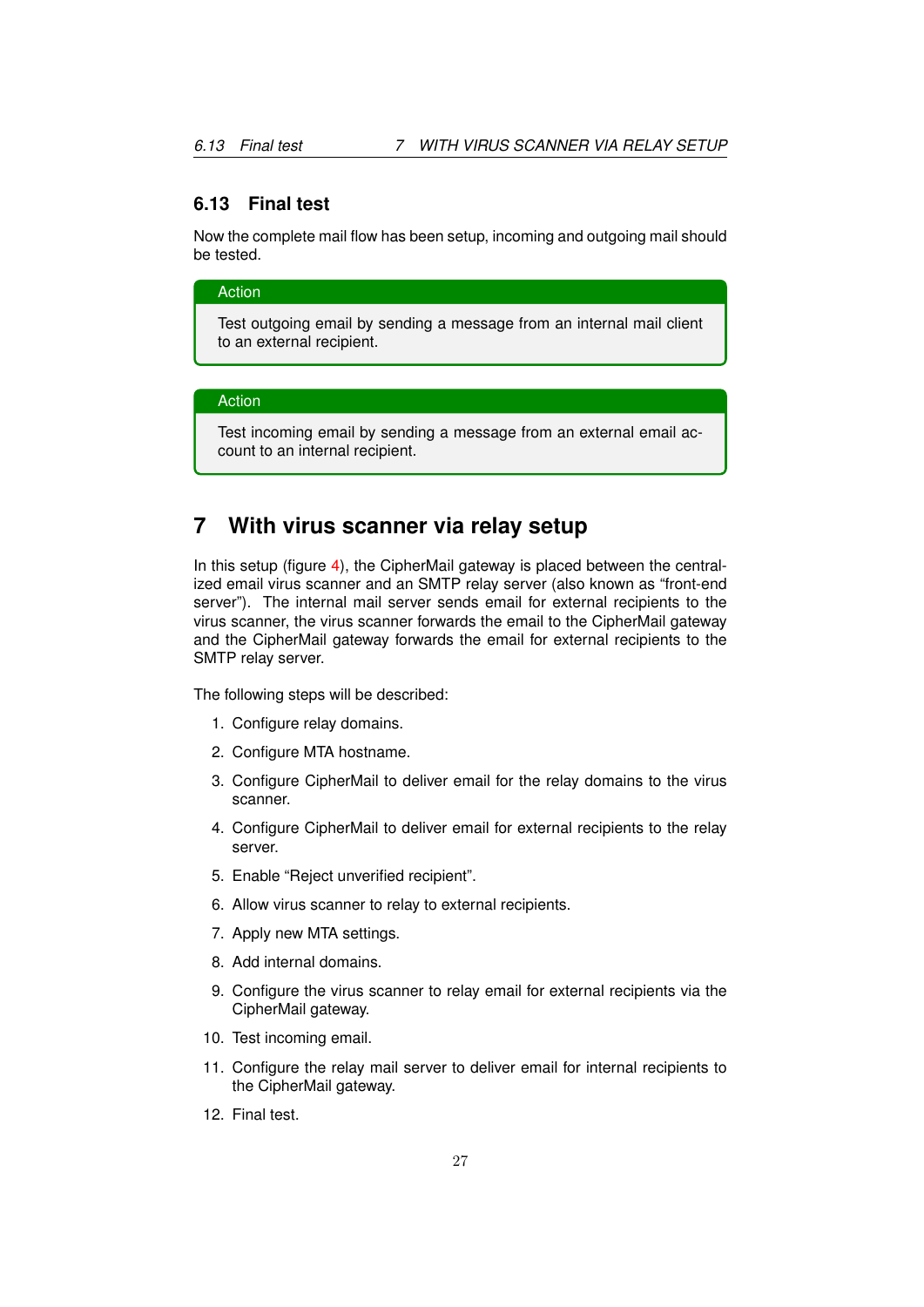### 6.13 Final test

Now the complete mail flow has been setup, incoming and outgoing mail should be tested.

> **Action**
>
> Test outgoing email by sending a message from an internal mail client to an external recipient.

> **Action**
>
> Test incoming email by sending a message from an external email account to an internal recipient.

## 7 With virus scanner via relay setup

In this setup (figure 4), the CipherMail gateway is placed between the centralized email virus scanner and an SMTP relay server (also known as "front-end server"). The internal mail server sends email for external recipients to the virus scanner, the virus scanner forwards the email to the CipherMail gateway and the CipherMail gateway forwards the email for external recipients to the SMTP relay server.

The following steps will be described:

1. Configure relay domains.
2. Configure MTA hostname.
3. Configure CipherMail to deliver email for the relay domains to the virus scanner.
4. Configure CipherMail to deliver email for external recipients to the relay server.
5. Enable "Reject unverified recipient".
6. Allow virus scanner to relay to external recipients.
7. Apply new MTA settings.
8. Add internal domains.
9. Configure the virus scanner to relay email for external recipients via the CipherMail gateway.
10. Test incoming email.
11. Configure the relay mail server to deliver email for internal recipients to the CipherMail gateway.
12. Final test.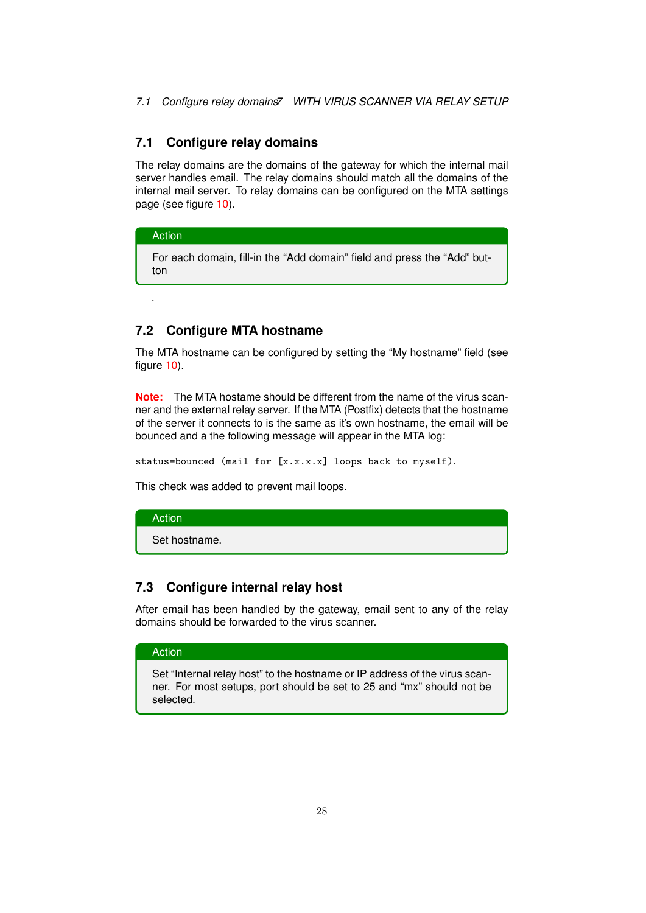## 7.1 Configure relay domains

The relay domains are the domains of the gateway for which the internal mail server handles email. The relay domains should match all the domains of the internal mail server. To relay domains can be configured on the MTA settings page (see figure 10).

> **Action**
>
> For each domain, fill-in the "Add domain" field and press the "Add" button

.

## 7.2 Configure MTA hostname

The MTA hostname can be configured by setting the "My hostname" field (see figure 10).

**Note:** The MTA hostame should be different from the name of the virus scanner and the external relay server. If the MTA (Postfix) detects that the hostname of the server it connects to is the same as it's own hostname, the email will be bounced and a the following message will appear in the MTA log:

```
status=bounced (mail for [x.x.x.x] loops back to myself).
```

This check was added to prevent mail loops.

> **Action**
>
> Set hostname.

## 7.3 Configure internal relay host

After email has been handled by the gateway, email sent to any of the relay domains should be forwarded to the virus scanner.

> **Action**
>
> Set "Internal relay host" to the hostname or IP address of the virus scanner. For most setups, port should be set to 25 and "mx" should not be selected.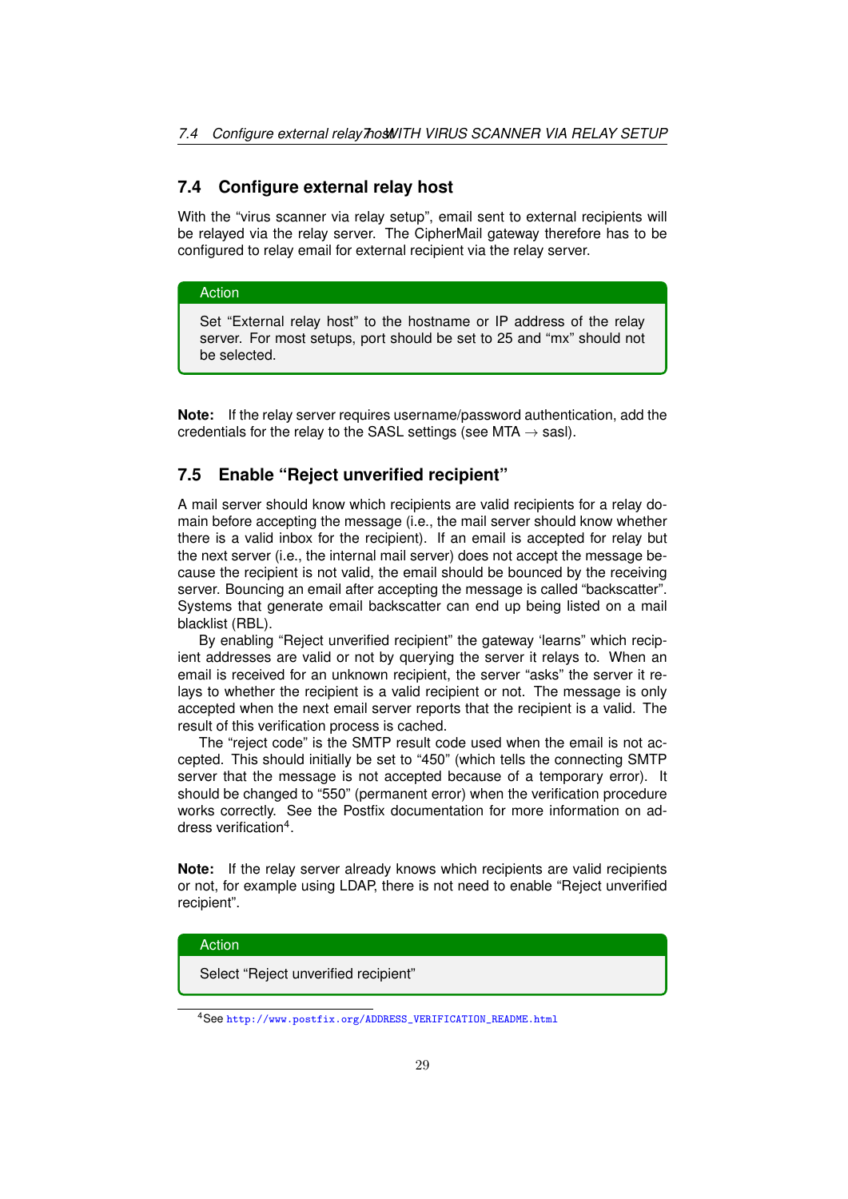## 7.4 Configure external relay host

With the “virus scanner via relay setup”, email sent to external recipients will be relayed via the relay server. The CipherMail gateway therefore has to be configured to relay email for external recipient via the relay server.

> **Action**
>
> Set “External relay host” to the hostname or IP address of the relay server. For most setups, port should be set to 25 and “mx” should not be selected.

**Note:** If the relay server requires username/password authentication, add the credentials for the relay to the SASL settings (see MTA → sasl).

## 7.5 Enable “Reject unverified recipient”

A mail server should know which recipients are valid recipients for a relay domain before accepting the message (i.e., the mail server should know whether there is a valid inbox for the recipient). If an email is accepted for relay but the next server (i.e., the internal mail server) does not accept the message because the recipient is not valid, the email should be bounced by the receiving server. Bouncing an email after accepting the message is called “backscatter”. Systems that generate email backscatter can end up being listed on a mail blacklist (RBL).

By enabling “Reject unverified recipient” the gateway ‘learns” which recipient addresses are valid or not by querying the server it relays to. When an email is received for an unknown recipient, the server “asks” the server it relays to whether the recipient is a valid recipient or not. The message is only accepted when the next email server reports that the recipient is a valid. The result of this verification process is cached.

The “reject code” is the SMTP result code used when the email is not accepted. This should initially be set to “450” (which tells the connecting SMTP server that the message is not accepted because of a temporary error). It should be changed to “550” (permanent error) when the verification procedure works correctly. See the Postfix documentation for more information on address verification[4].

**Note:** If the relay server already knows which recipients are valid recipients or not, for example using LDAP, there is not need to enable “Reject unverified recipient”.

> **Action**
>
> Select “Reject unverified recipient”

[4] See http://www.postfix.org/ADDRESS_VERIFICATION_README.html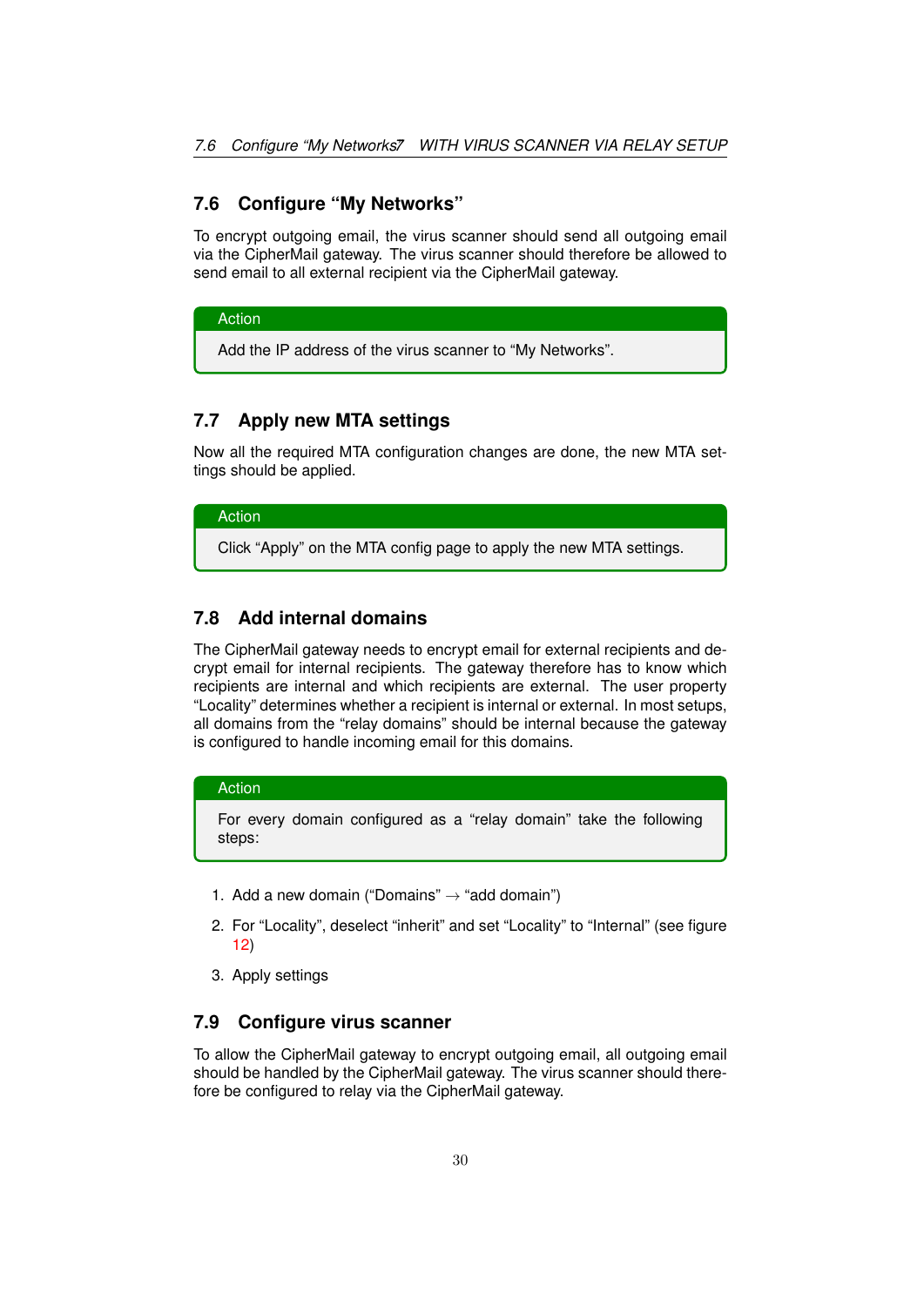## 7.6 Configure "My Networks"

To encrypt outgoing email, the virus scanner should send all outgoing email via the CipherMail gateway. The virus scanner should therefore be allowed to send email to all external recipient via the CipherMail gateway.

> **Action**
>
> Add the IP address of the virus scanner to "My Networks".

## 7.7 Apply new MTA settings

Now all the required MTA configuration changes are done, the new MTA settings should be applied.

> **Action**
>
> Click "Apply" on the MTA config page to apply the new MTA settings.

## 7.8 Add internal domains

The CipherMail gateway needs to encrypt email for external recipients and decrypt email for internal recipients. The gateway therefore has to know which recipients are internal and which recipients are external. The user property "Locality" determines whether a recipient is internal or external. In most setups, all domains from the "relay domains" should be internal because the gateway is configured to handle incoming email for this domains.

> **Action**
>
> For every domain configured as a "relay domain" take the following steps:

1. Add a new domain ("Domains" → "add domain")
2. For "Locality", deselect "inherit" and set "Locality" to "Internal" (see figure 12)
3. Apply settings

## 7.9 Configure virus scanner

To allow the CipherMail gateway to encrypt outgoing email, all outgoing email should be handled by the CipherMail gateway. The virus scanner should therefore be configured to relay via the CipherMail gateway.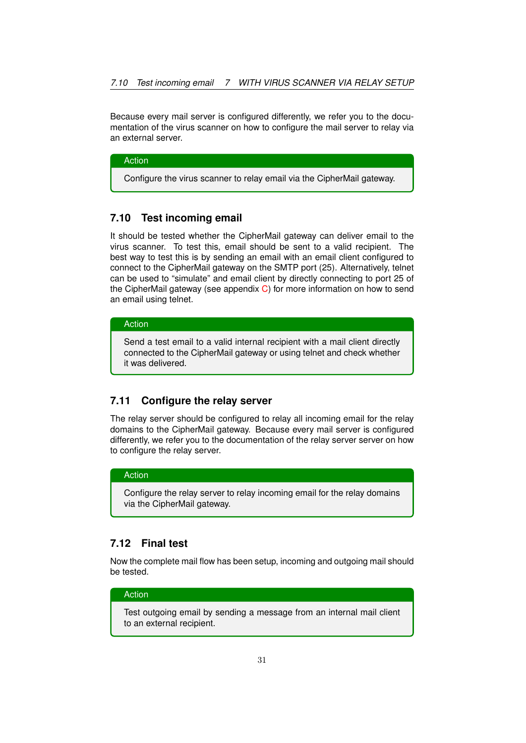Because every mail server is configured differently, we refer you to the documentation of the virus scanner on how to configure the mail server to relay via an external server.

> **Action**
>
> Configure the virus scanner to relay email via the CipherMail gateway.

## 7.10 Test incoming email

It should be tested whether the CipherMail gateway can deliver email to the virus scanner. To test this, email should be sent to a valid recipient. The best way to test this is by sending an email with an email client configured to connect to the CipherMail gateway on the SMTP port (25). Alternatively, telnet can be used to "simulate" and email client by directly connecting to port 25 of the CipherMail gateway (see appendix C) for more information on how to send an email using telnet.

> **Action**
>
> Send a test email to a valid internal recipient with a mail client directly connected to the CipherMail gateway or using telnet and check whether it was delivered.

## 7.11 Configure the relay server

The relay server should be configured to relay all incoming email for the relay domains to the CipherMail gateway. Because every mail server is configured differently, we refer you to the documentation of the relay server server on how to configure the relay server.

> **Action**
>
> Configure the relay server to relay incoming email for the relay domains via the CipherMail gateway.

## 7.12 Final test

Now the complete mail flow has been setup, incoming and outgoing mail should be tested.

> **Action**
>
> Test outgoing email by sending a message from an internal mail client to an external recipient.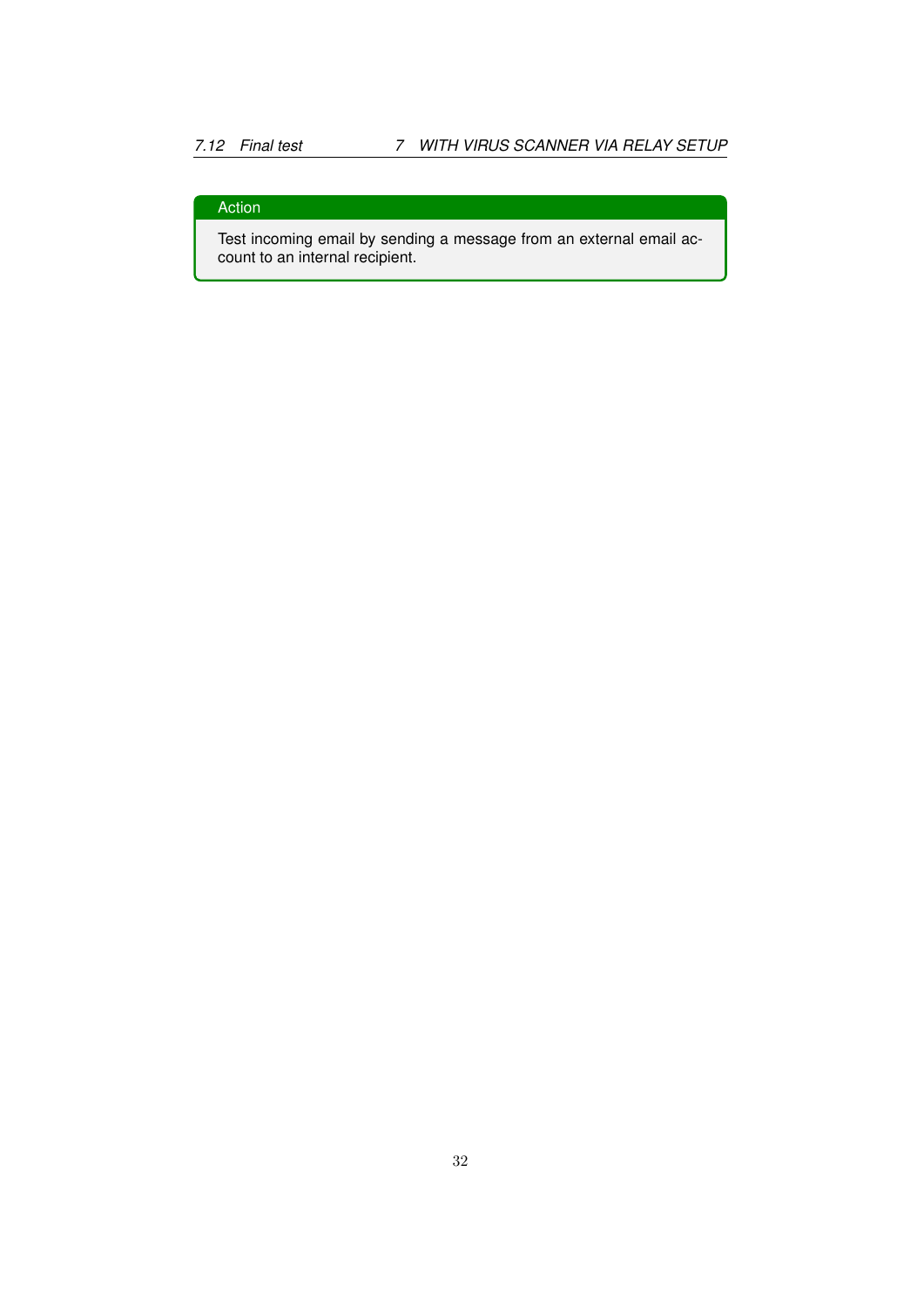**Action**

Test incoming email by sending a message from an external email account to an internal recipient.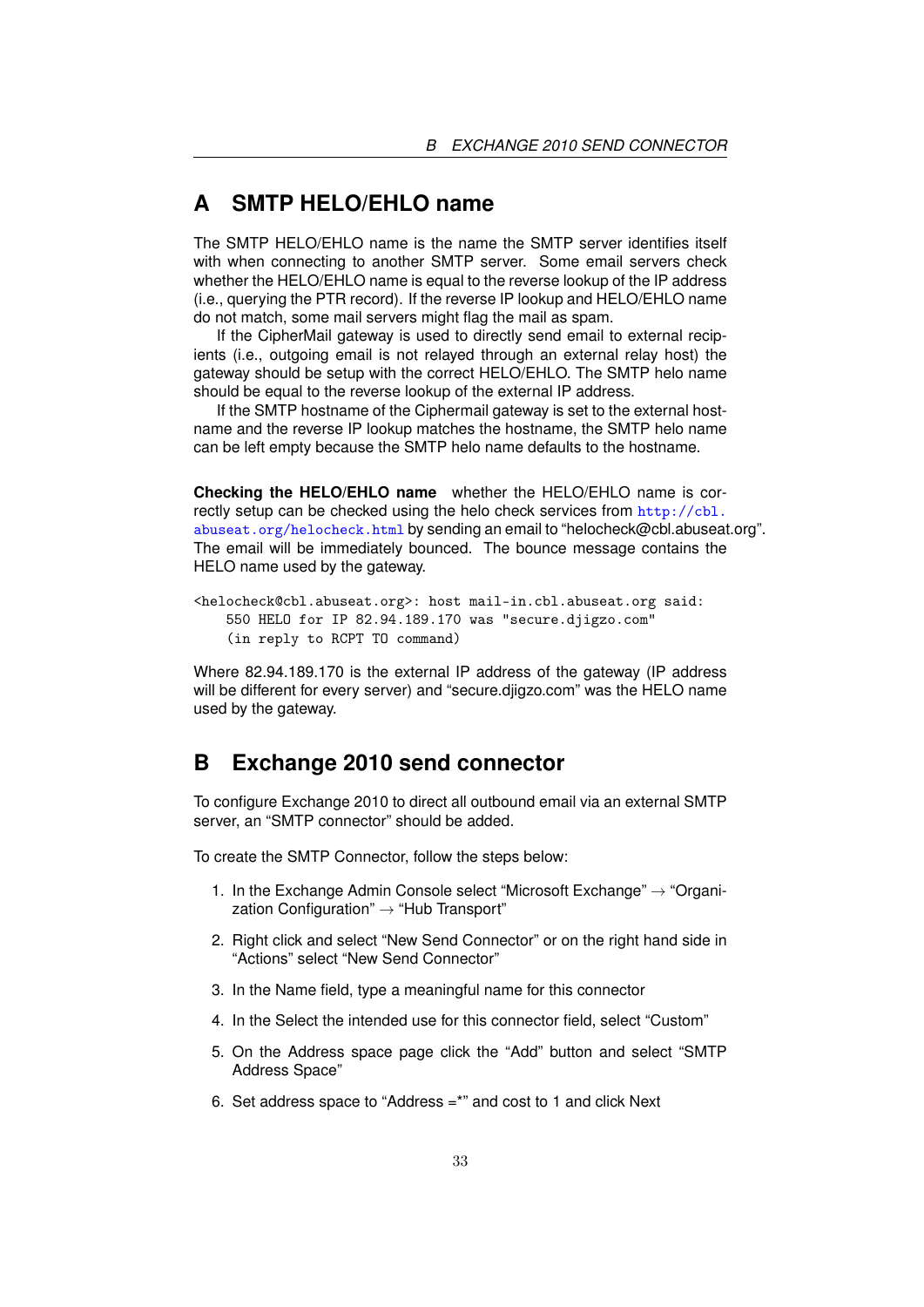# A SMTP HELO/EHLO name

The SMTP HELO/EHLO name is the name the SMTP server identifies itself with when connecting to another SMTP server. Some email servers check whether the HELO/EHLO name is equal to the reverse lookup of the IP address (i.e., querying the PTR record). If the reverse IP lookup and HELO/EHLO name do not match, some mail servers might flag the mail as spam.

If the CipherMail gateway is used to directly send email to external recipients (i.e., outgoing email is not relayed through an external relay host) the gateway should be setup with the correct HELO/EHLO. The SMTP helo name should be equal to the reverse lookup of the external IP address.

If the SMTP hostname of the Ciphermail gateway is set to the external hostname and the reverse IP lookup matches the hostname, the SMTP helo name can be left empty because the SMTP helo name defaults to the hostname.

**Checking the HELO/EHLO name** whether the HELO/EHLO name is correctly setup can be checked using the helo check services from http://cbl.abuseat.org/helocheck.html by sending an email to "helocheck@cbl.abuseat.org". The email will be immediately bounced. The bounce message contains the HELO name used by the gateway.

```
<helocheck@cbl.abuseat.org>: host mail-in.cbl.abuseat.org said:
    550 HELO for IP 82.94.189.170 was "secure.djigzo.com"
    (in reply to RCPT TO command)
```

Where 82.94.189.170 is the external IP address of the gateway (IP address will be different for every server) and "secure.djigzo.com" was the HELO name used by the gateway.

# B Exchange 2010 send connector

To configure Exchange 2010 to direct all outbound email via an external SMTP server, an "SMTP connector" should be added.

To create the SMTP Connector, follow the steps below:

1. In the Exchange Admin Console select "Microsoft Exchange" → "Organization Configuration" → "Hub Transport"
2. Right click and select "New Send Connector" or on the right hand side in "Actions" select "New Send Connector"
3. In the Name field, type a meaningful name for this connector
4. In the Select the intended use for this connector field, select "Custom"
5. On the Address space page click the "Add" button and select "SMTP Address Space"
6. Set address space to "Address =*" and cost to 1 and click Next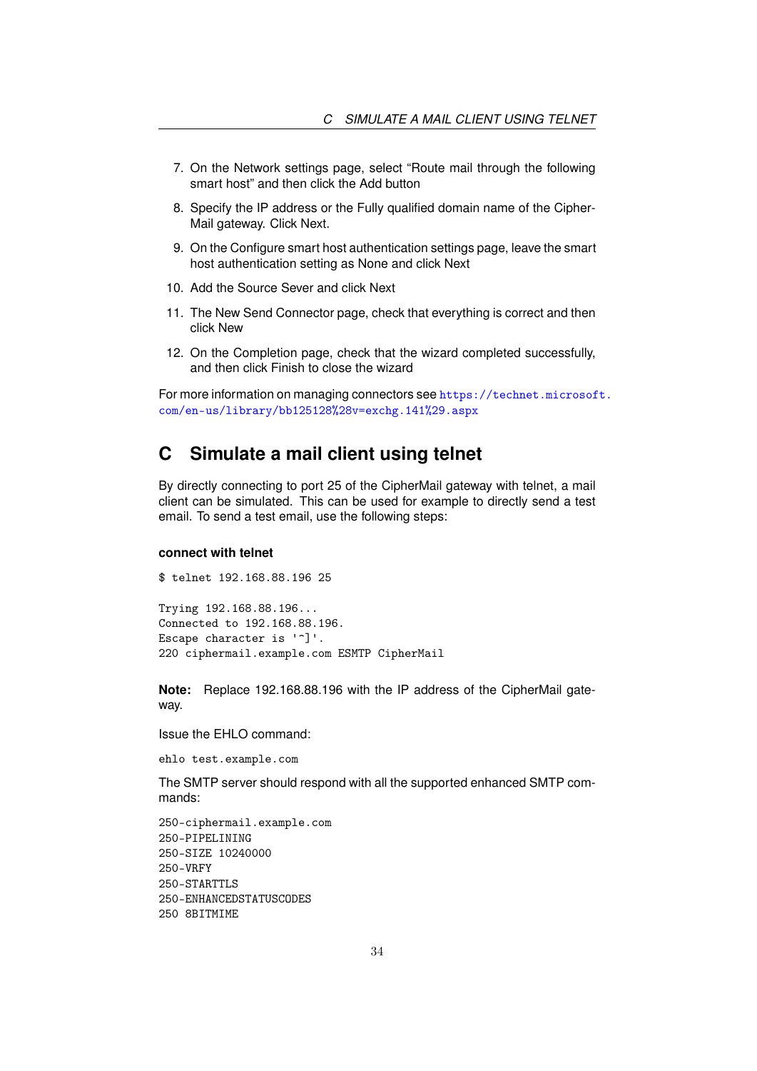7. On the Network settings page, select "Route mail through the following smart host" and then click the Add button
8. Specify the IP address or the Fully qualified domain name of the CipherMail gateway. Click Next.
9. On the Configure smart host authentication settings page, leave the smart host authentication setting as None and click Next
10. Add the Source Sever and click Next
11. The New Send Connector page, check that everything is correct and then click New
12. On the Completion page, check that the wizard completed successfully, and then click Finish to close the wizard

For more information on managing connectors see https://technet.microsoft.com/en-us/library/bb125128%28v=exchg.141%29.aspx

# C Simulate a mail client using telnet

By directly connecting to port 25 of the CipherMail gateway with telnet, a mail client can be simulated. This can be used for example to directly send a test email. To send a test email, use the following steps:

### connect with telnet

```
$ telnet 192.168.88.196 25

Trying 192.168.88.196...
Connected to 192.168.88.196.
Escape character is '^]'.
220 ciphermail.example.com ESMTP CipherMail
```

**Note:** Replace 192.168.88.196 with the IP address of the CipherMail gateway.

Issue the EHLO command:

```
ehlo test.example.com
```

The SMTP server should respond with all the supported enhanced SMTP commands:

```
250-ciphermail.example.com
250-PIPELINING
250-SIZE 10240000
250-VRFY
250-STARTTLS
250-ENHANCEDSTATUSCODES
250 8BITMIME
```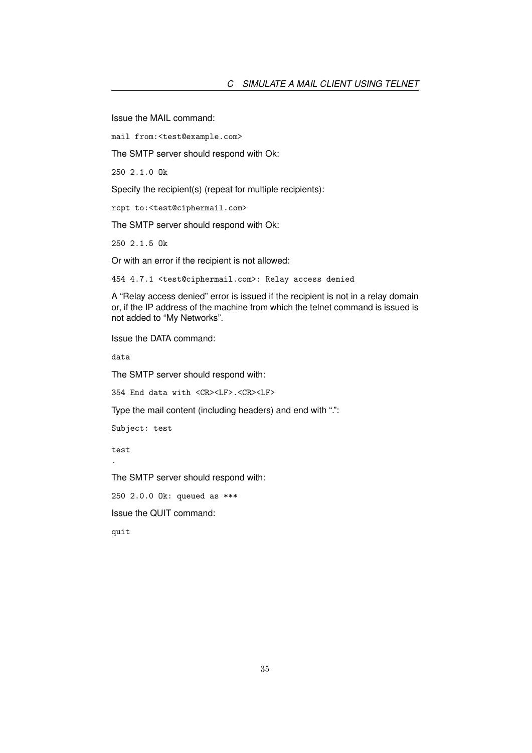Issue the MAIL command:

```
mail from:<test@example.com>
```

The SMTP server should respond with Ok:

```
250 2.1.0 Ok
```

Specify the recipient(s) (repeat for multiple recipients):

```
rcpt to:<test@ciphermail.com>
```

The SMTP server should respond with Ok:

```
250 2.1.5 Ok
```

Or with an error if the recipient is not allowed:

```
454 4.7.1 <test@ciphermail.com>: Relay access denied
```

A "Relay access denied" error is issued if the recipient is not in a relay domain or, if the IP address of the machine from which the telnet command is issued is not added to "My Networks".

Issue the DATA command:

```
data
```

The SMTP server should respond with:

```
354 End data with <CR><LF>.<CR><LF>
```

Type the mail content (including headers) and end with ".":

```
Subject: test

test
.
```

The SMTP server should respond with:

```
250 2.0.0 Ok: queued as ***
```

Issue the QUIT command:

```
quit
```